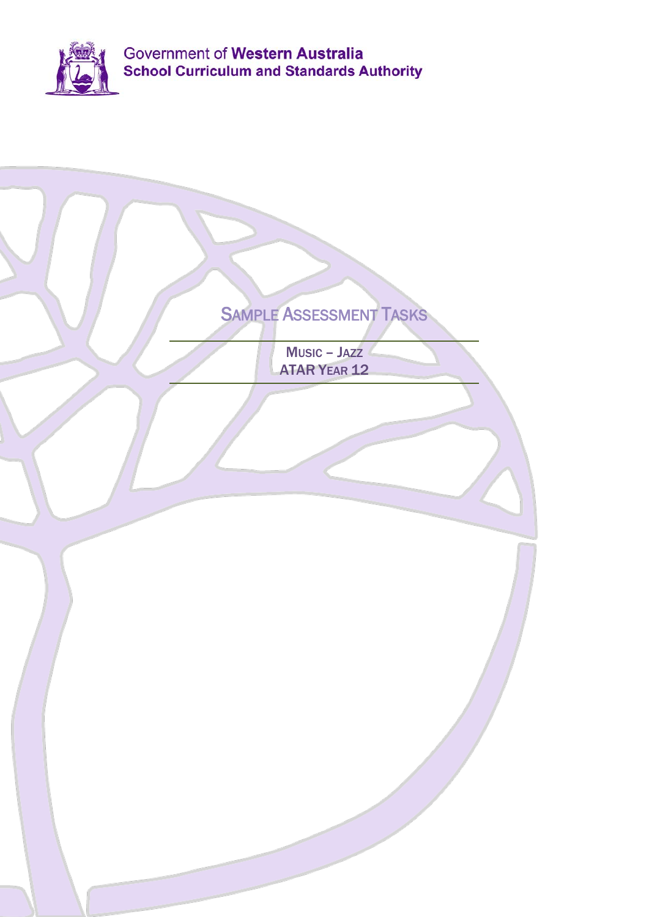Government of **Western Australia**
**School Curriculum and Standards Authority**

# Sample Assessment Tasks

## Music – Jazz
## ATAR Year 12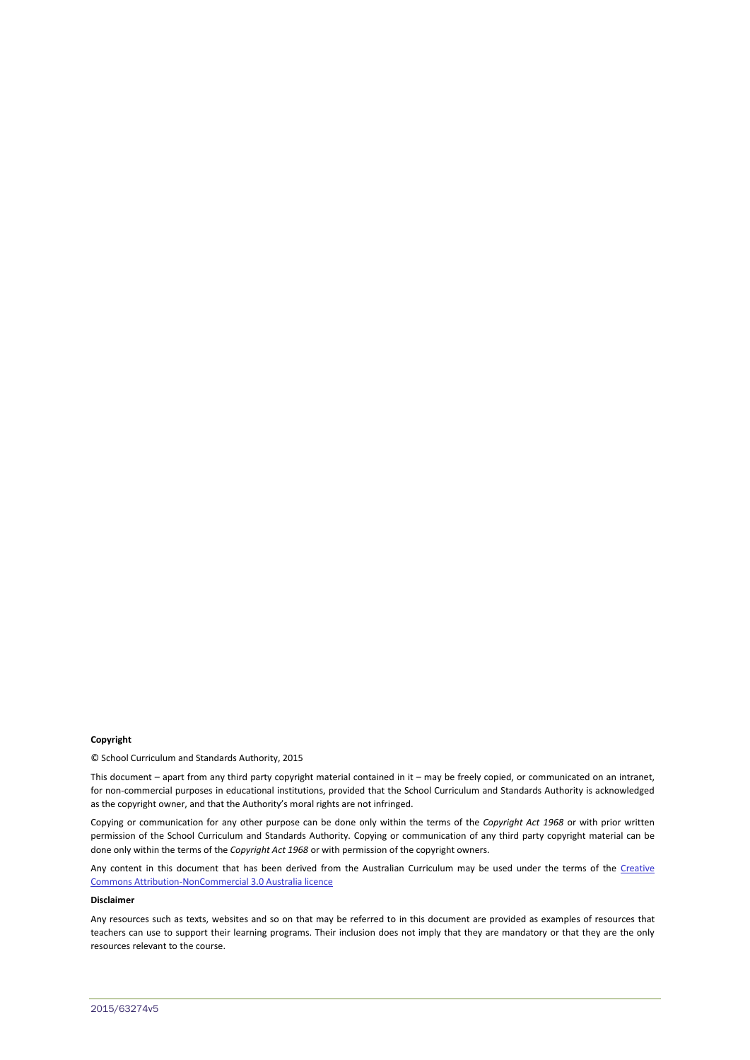**Copyright**

© School Curriculum and Standards Authority, 2015

This document – apart from any third party copyright material contained in it – may be freely copied, or communicated on an intranet, for non-commercial purposes in educational institutions, provided that the School Curriculum and Standards Authority is acknowledged as the copyright owner, and that the Authority's moral rights are not infringed.

Copying or communication for any other purpose can be done only within the terms of the *Copyright Act 1968* or with prior written permission of the School Curriculum and Standards Authority. Copying or communication of any third party copyright material can be done only within the terms of the *Copyright Act 1968* or with permission of the copyright owners.

Any content in this document that has been derived from the Australian Curriculum may be used under the terms of the [Creative Commons Attribution-NonCommercial 3.0 Australia licence]

**Disclaimer**

Any resources such as texts, websites and so on that may be referred to in this document are provided as examples of resources that teachers can use to support their learning programs. Their inclusion does not imply that they are mandatory or that they are the only resources relevant to the course.

2015/63274v5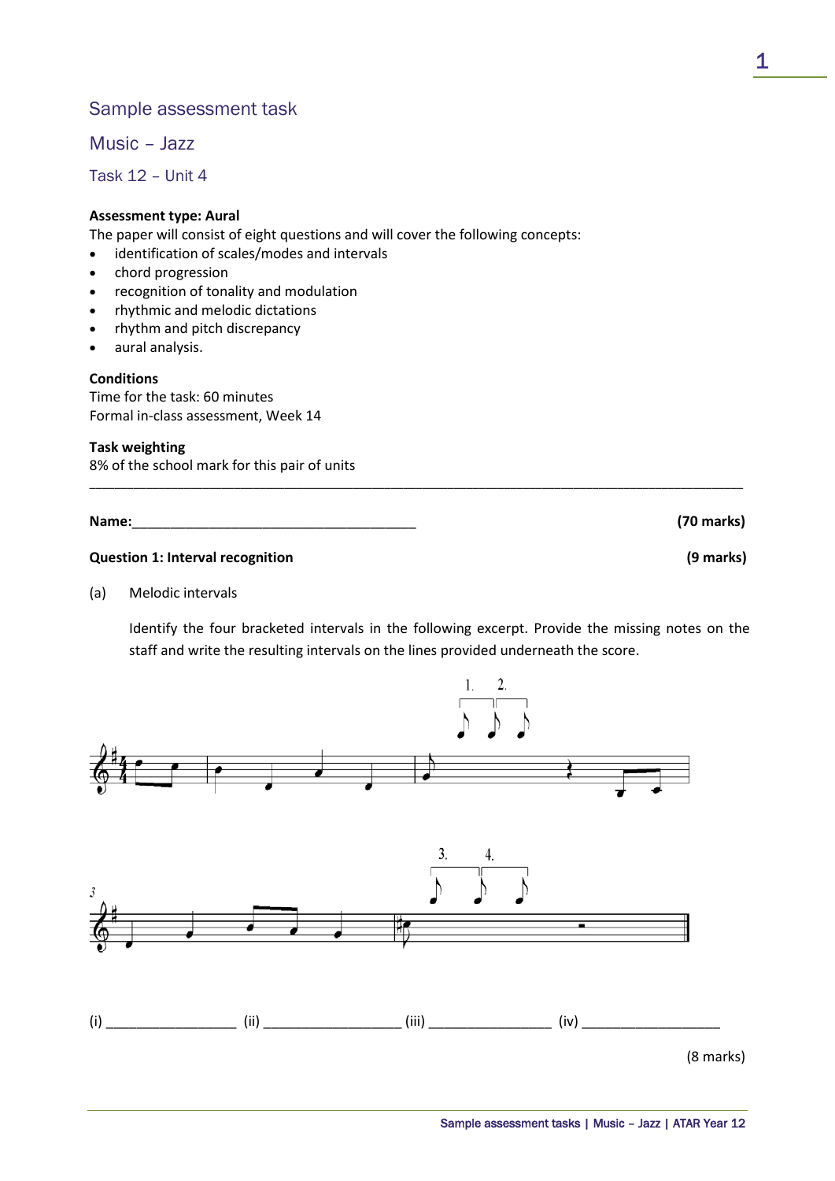# Sample assessment task

## Music – Jazz

### Task 12 – Unit 4

**Assessment type: Aural**

The paper will consist of eight questions and will cover the following concepts:

- identification of scales/modes and intervals
- chord progression
- recognition of tonality and modulation
- rhythmic and melodic dictations
- rhythm and pitch discrepancy
- aural analysis.

**Conditions**

Time for the task: 60 minutes

Formal in-class assessment, Week 14

**Task weighting**

8% of the school mark for this pair of units

---

**Name:**_____________________________________ **(70 marks)**

**Question 1: Interval recognition** **(9 marks)**

(a) Melodic intervals

Identify the four bracketed intervals in the following excerpt. Provide the missing notes on the staff and write the resulting intervals on the lines provided underneath the score.

(i) ________________ (ii) _________________ (iii) ________________ (iv) __________________

(8 marks)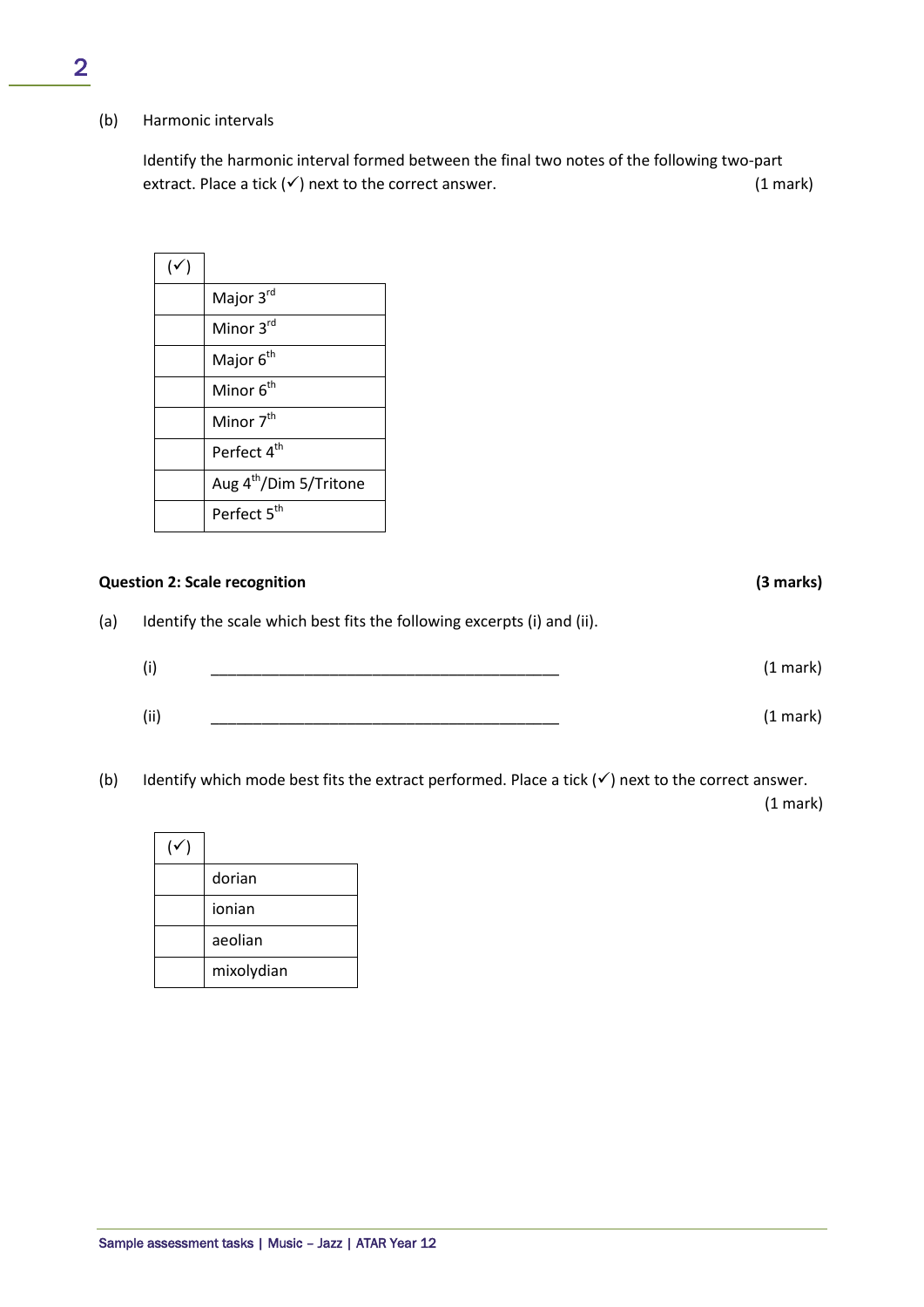(b) Harmonic intervals

Identify the harmonic interval formed between the final two notes of the following two-part extract. Place a tick (✓) next to the correct answer. (1 mark)

| (✓) | |
|---|---|
| | Major 3rd |
| | Minor 3rd |
| | Major 6th |
| | Minor 6th |
| | Minor 7th |
| | Perfect 4th |
| | Aug 4th/Dim 5/Tritone |
| | Perfect 5th |

**Question 2: Scale recognition** **(3 marks)**

(a) Identify the scale which best fits the following excerpts (i) and (ii).

(i) ___________________________________________ (1 mark)

(ii) ___________________________________________ (1 mark)

(b) Identify which mode best fits the extract performed. Place a tick (✓) next to the correct answer. (1 mark)

| (✓) | |
|---|---|
| | dorian |
| | ionian |
| | aeolian |
| | mixolydian |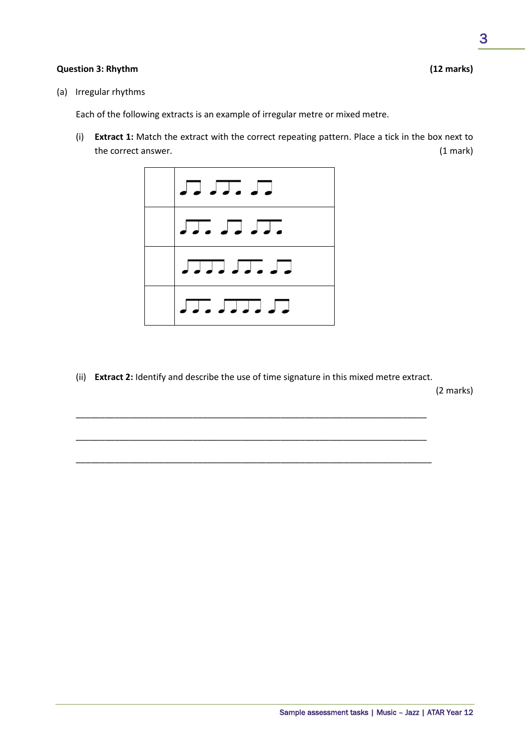**Question 3: Rhythm** **(12 marks)**

(a) Irregular rhythms

Each of the following extracts is an example of irregular metre or mixed metre.

(i) **Extract 1:** Match the extract with the correct repeating pattern. Place a tick in the box next to the correct answer. (1 mark)

| | |
|---|---|
| | ♫ ♫. ♫ |
| | ♫. ♫ ♫. |
| | ♬♬ ♫. ♫ |
| | ♫. ♬♬ ♫ |

(ii) **Extract 2:** Identify and describe the use of time signature in this mixed metre extract. (2 marks)

___________________________________________________________________________

___________________________________________________________________________

___________________________________________________________________________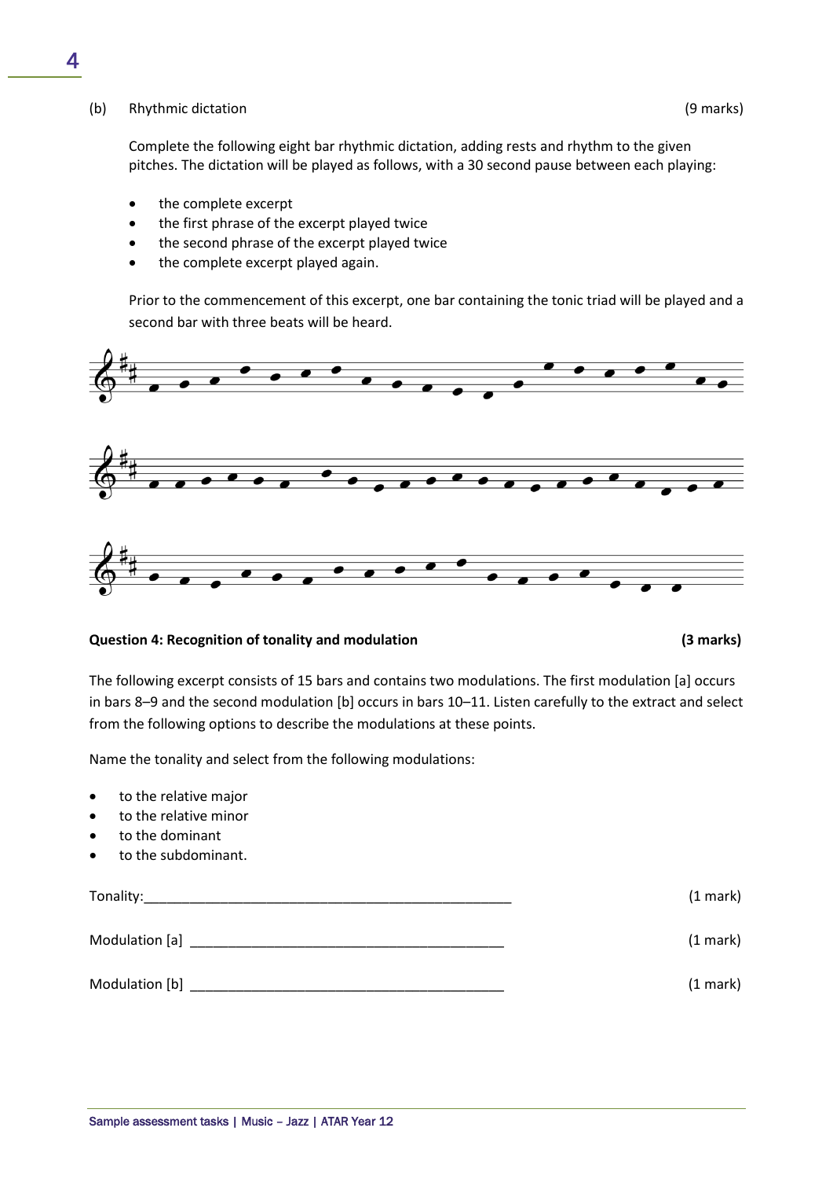(b) Rhythmic dictation (9 marks)

Complete the following eight bar rhythmic dictation, adding rests and rhythm to the given pitches. The dictation will be played as follows, with a 30 second pause between each playing:

- the complete excerpt
- the first phrase of the excerpt played twice
- the second phrase of the excerpt played twice
- the complete excerpt played again.

Prior to the commencement of this excerpt, one bar containing the tonic triad will be played and a second bar with three beats will be heard.

**Question 4: Recognition of tonality and modulation** **(3 marks)**

The following excerpt consists of 15 bars and contains two modulations. The first modulation [a] occurs in bars 8–9 and the second modulation [b] occurs in bars 10–11. Listen carefully to the extract and select from the following options to describe the modulations at these points.

Name the tonality and select from the following modulations:

- to the relative major
- to the relative minor
- to the dominant
- to the subdominant.

Tonality:\_\_\_\_\_\_\_\_\_\_\_\_\_\_\_\_\_\_\_\_\_\_\_\_\_\_\_\_\_\_\_\_\_\_\_\_\_\_\_\_\_\_\_\_\_\_\_\_\_\_ (1 mark)

Modulation [a] \_\_\_\_\_\_\_\_\_\_\_\_\_\_\_\_\_\_\_\_\_\_\_\_\_\_\_\_\_\_\_\_\_\_\_\_\_\_\_\_\_\_\_\_\_ (1 mark)

Modulation [b] \_\_\_\_\_\_\_\_\_\_\_\_\_\_\_\_\_\_\_\_\_\_\_\_\_\_\_\_\_\_\_\_\_\_\_\_\_\_\_\_\_\_\_\_\_ (1 mark)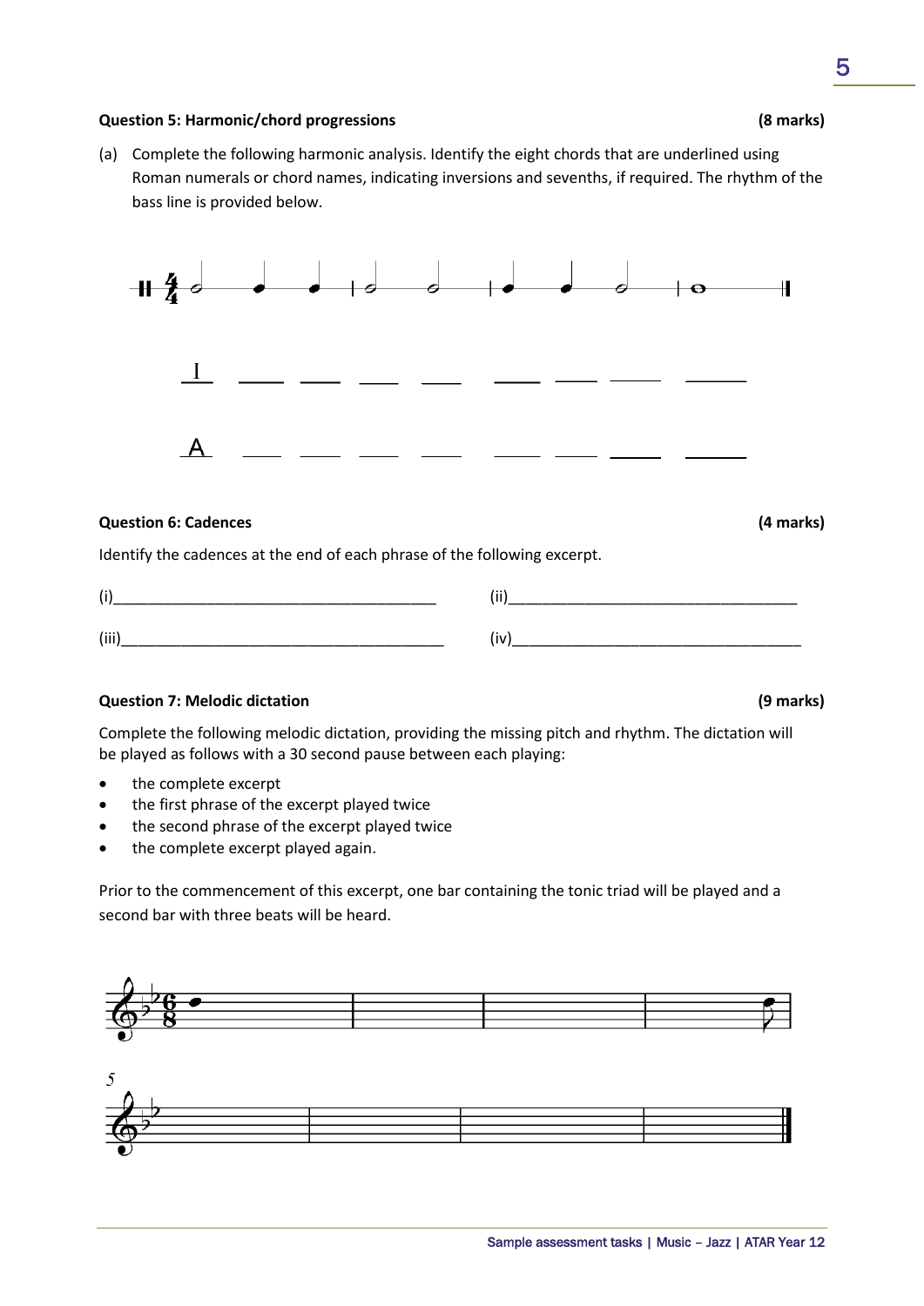**Question 5: Harmonic/chord progressions** **(8 marks)**

(a) Complete the following harmonic analysis. Identify the eight chords that are underlined using Roman numerals or chord names, indicating inversions and seventhts, if required. The rhythm of the bass line is provided below.

I \_\_\_\_ \_\_\_\_ \_\_\_\_ \_\_\_\_ \_\_\_\_ \_\_\_\_ \_\_\_\_ \_\_\_\_

A \_\_\_\_ \_\_\_\_ \_\_\_\_ \_\_\_\_ \_\_\_\_ \_\_\_\_ \_\_\_\_ \_\_\_\_

**Question 6: Cadences** **(4 marks)**

Identify the cadences at the end of each phrase of the following excerpt.

(i)\_\_\_\_\_\_\_\_\_\_\_\_\_\_\_\_\_\_\_\_\_\_\_\_\_\_\_\_\_\_\_\_\_\_\_\_\_ (ii)\_\_\_\_\_\_\_\_\_\_\_\_\_\_\_\_\_\_\_\_\_\_\_\_\_\_\_\_\_\_\_\_\_\_\_\_\_

(iii)\_\_\_\_\_\_\_\_\_\_\_\_\_\_\_\_\_\_\_\_\_\_\_\_\_\_\_\_\_\_\_\_\_\_\_\_\_ (iv)\_\_\_\_\_\_\_\_\_\_\_\_\_\_\_\_\_\_\_\_\_\_\_\_\_\_\_\_\_\_\_\_\_\_\_\_\_

**Question 7: Melodic dictation** **(9 marks)**

Complete the following melodic dictation, providing the missing pitch and rhythm. The dictation will be played as follows with a 30 second pause between each playing:

- the complete excerpt
- the first phrase of the excerpt played twice
- the second phrase of the excerpt played twice
- the complete excerpt played again.

Prior to the commencement of this excerpt, one bar containing the tonic triad will be played and a second bar with three beats will be heard.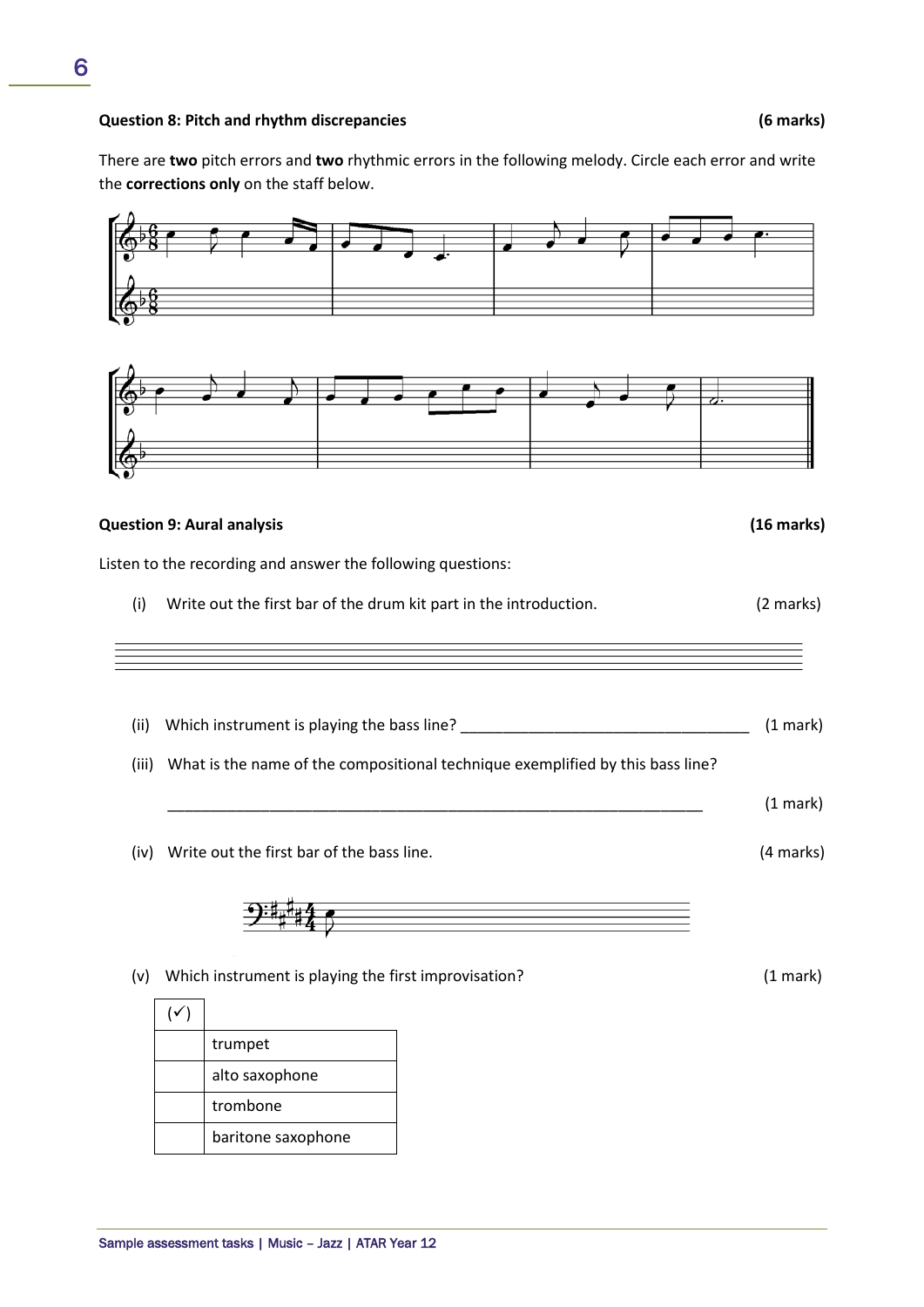**Question 8: Pitch and rhythm discrepancies** **(6 marks)**

There are **two** pitch errors and **two** rhythmic errors in the following melody. Circle each error and write the **corrections only** on the staff below.

**Question 9: Aural analysis** **(16 marks)**

Listen to the recording and answer the following questions:

(i) Write out the first bar of the drum kit part in the introduction. (2 marks)

(ii) Which instrument is playing the bass line? ___________________________________ (1 mark)

(iii) What is the name of the compositional technique exemplified by this bass line?

_________________________________________________________________ (1 mark)

(iv) Write out the first bar of the bass line. (4 marks)

(v) Which instrument is playing the first improvisation? (1 mark)

| (✓) | |
|---|---|
| | trumpet |
| | alto saxophone |
| | trombone |
| | baritone saxophone |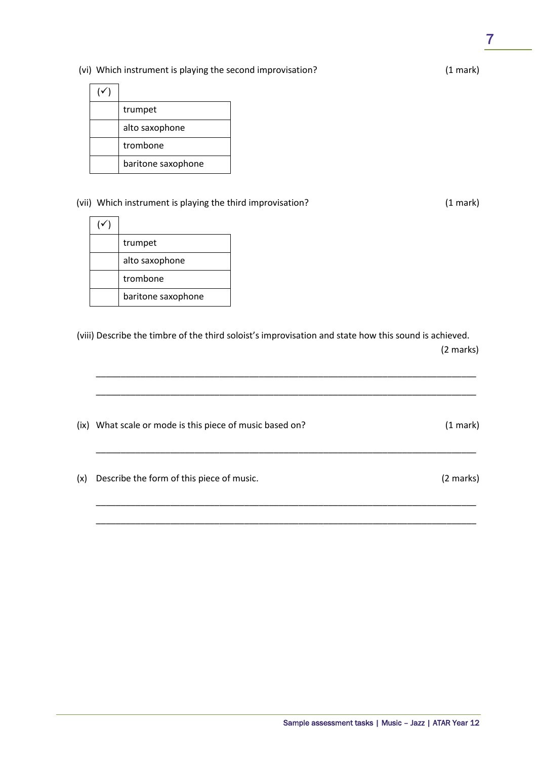(vi) Which instrument is playing the second improvisation? (1 mark)

| (✓) | |
|---|---|
| | trumpet |
| | alto saxophone |
| | trombone |
| | baritone saxophone |

(vii) Which instrument is playing the third improvisation? (1 mark)

| (✓) | |
|---|---|
| | trumpet |
| | alto saxophone |
| | trombone |
| | baritone saxophone |

(viii) Describe the timbre of the third soloist's improvisation and state how this sound is achieved. (2 marks)

___________________________________________________________________________

___________________________________________________________________________

(ix) What scale or mode is this piece of music based on? (1 mark)

___________________________________________________________________________

(x) Describe the form of this piece of music. (2 marks)

___________________________________________________________________________

___________________________________________________________________________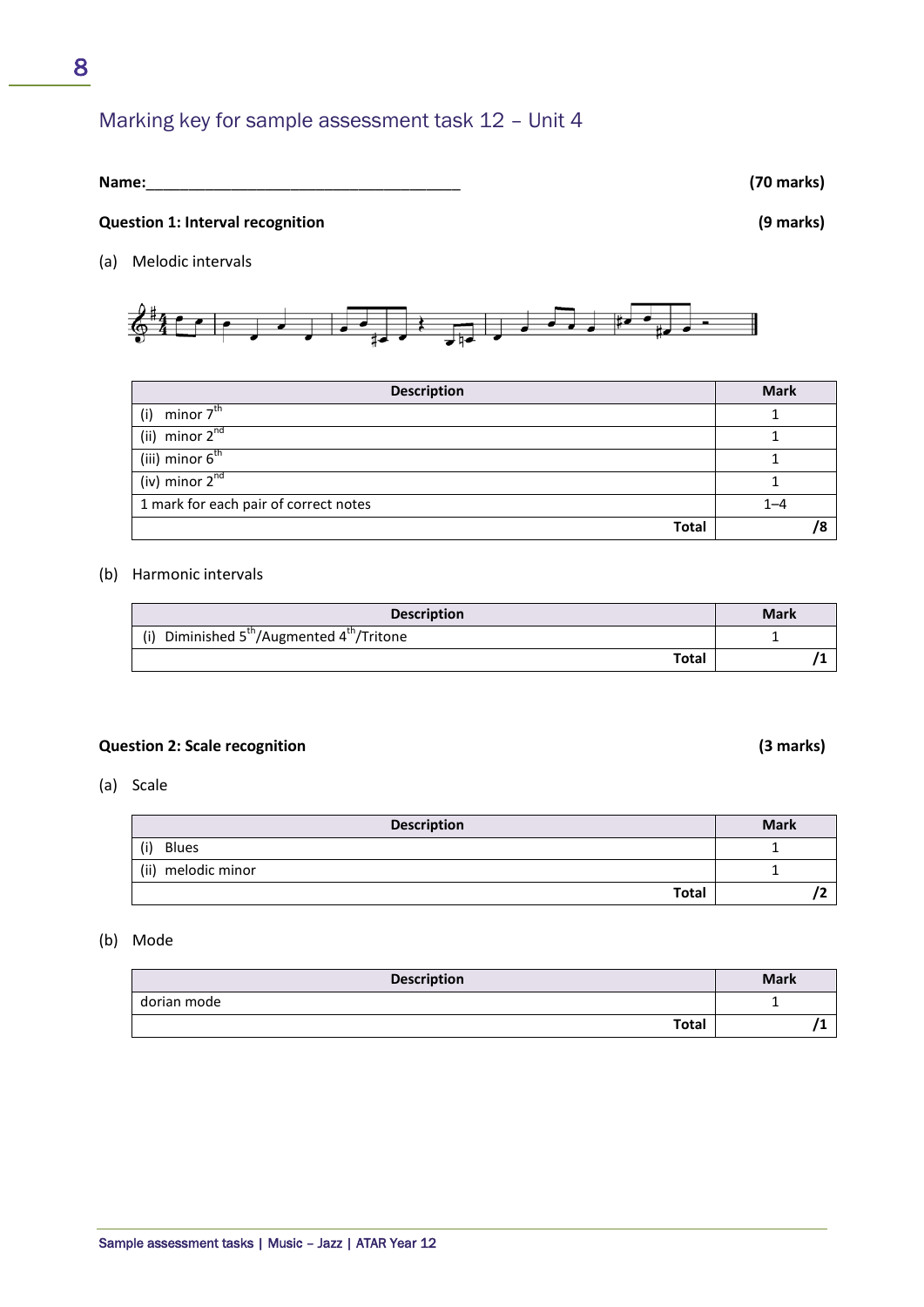## Marking key for sample assessment task 12 – Unit 4

**Name:**_____________________________________ **(70 marks)**

**Question 1: Interval recognition** **(9 marks)**

(a) Melodic intervals

| Description | Mark |
|---|---|
| (i) minor 7th | 1 |
| (ii) minor 2nd | 1 |
| (iii) minor 6th | 1 |
| (iv) minor 2nd | 1 |
| 1 mark for each pair of correct notes | 1–4 |
| **Total** | **/8** |

(b) Harmonic intervals

| Description | Mark |
|---|---|
| (i) Diminished 5th/Augmented 4th/Tritone | 1 |
| **Total** | **/1** |

**Question 2: Scale recognition** **(3 marks)**

(a) Scale

| Description | Mark |
|---|---|
| (i) Blues | 1 |
| (ii) melodic minor | 1 |
| **Total** | **/2** |

(b) Mode

| Description | Mark |
|---|---|
| dorian mode | 1 |
| **Total** | **/1** |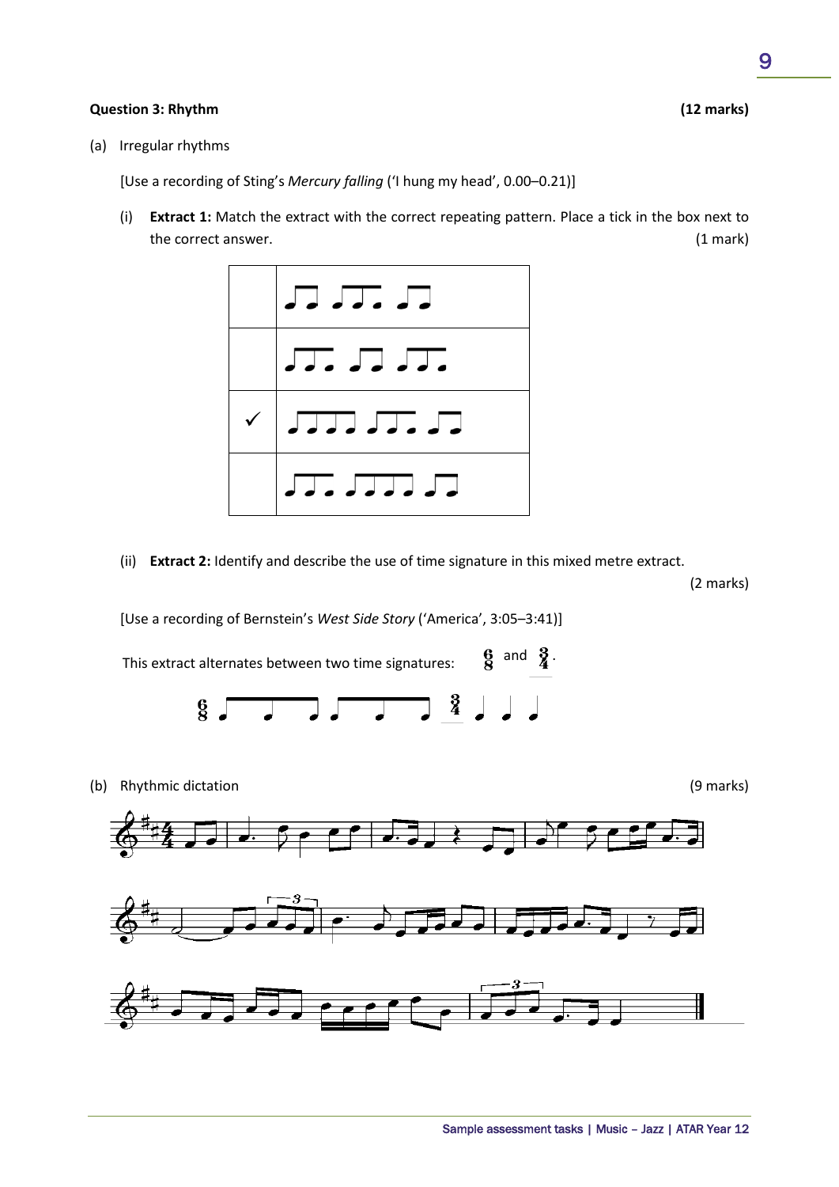### Question 3: Rhythm **(12 marks)**

(a) Irregular rhythms

[Use a recording of Sting's *Mercury falling* ('I hung my head', 0.00–0.21)]

(i) **Extract 1:** Match the extract with the correct repeating pattern. Place a tick in the box next to the correct answer. (1 mark)

| | |
|---|---|
| | |
| | |
| ✓ | |
| | |

(ii) **Extract 2:** Identify and describe the use of time signature in this mixed metre extract. (2 marks)

[Use a recording of Bernstein's *West Side Story* ('America', 3:05–3:41)]

This extract alternates between two time signatures: $\frac{6}{8}$ and $\frac{3}{4}$.

(b) Rhythmic dictation (9 marks)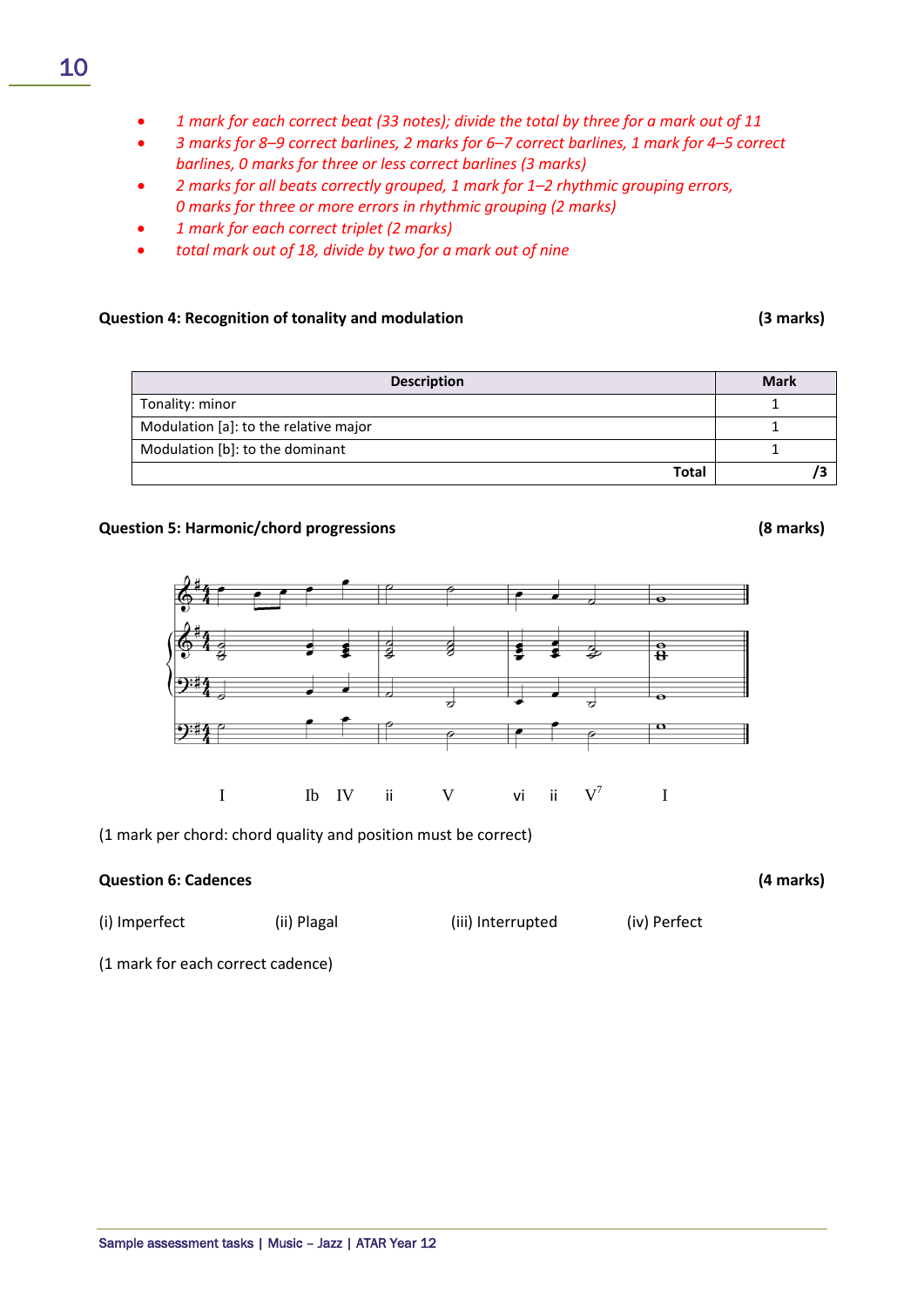- *1 mark for each correct beat (33 notes); divide the total by three for a mark out of 11*
- *3 marks for 8–9 correct barlines, 2 marks for 6–7 correct barlines, 1 mark for 4–5 correct barlines, 0 marks for three or less correct barlines (3 marks)*
- *2 marks for all beats correctly grouped, 1 mark for 1–2 rhythmic grouping errors, 0 marks for three or more errors in rhythmic grouping (2 marks)*
- *1 mark for each correct triplet (2 marks)*
- *total mark out of 18, divide by two for a mark out of nine*

**Question 4: Recognition of tonality and modulation** **(3 marks)**

| Description | Mark |
|---|---|
| Tonality: minor | 1 |
| Modulation [a]: to the relative major | 1 |
| Modulation [b]: to the dominant | 1 |
| **Total** | **/3** |

**Question 5: Harmonic/chord progressions** **(8 marks)**

I   Ib   IV   ii   V   vi   ii   $V^7$   I

(1 mark per chord: chord quality and position must be correct)

**Question 6: Cadences** **(4 marks)**

(i) Imperfect   (ii) Plagal   (iii) Interrupted   (iv) Perfect

(1 mark for each correct cadence)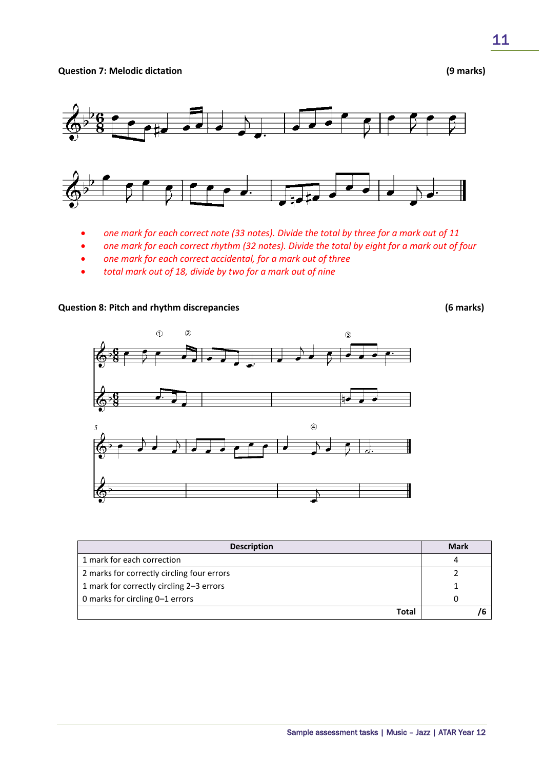**Question 7: Melodic dictation** **(9 marks)**

- *one mark for each correct note (33 notes). Divide the total by three for a mark out of 11*
- *one mark for each correct rhythm (32 notes). Divide the total by eight for a mark out of four*
- *one mark for each correct accidental, for a mark out of three*
- *total mark out of 18, divide by two for a mark out of nine*

**Question 8: Pitch and rhythm discrepancies** **(6 marks)**

| Description | Mark |
|---|---|
| 1 mark for each correction | 4 |
| 2 marks for correctly circling four errors | 2 |
| 1 mark for correctly circling 2–3 errors | 1 |
| 0 marks for circling 0–1 errors | 0 |
| **Total** | **/6** |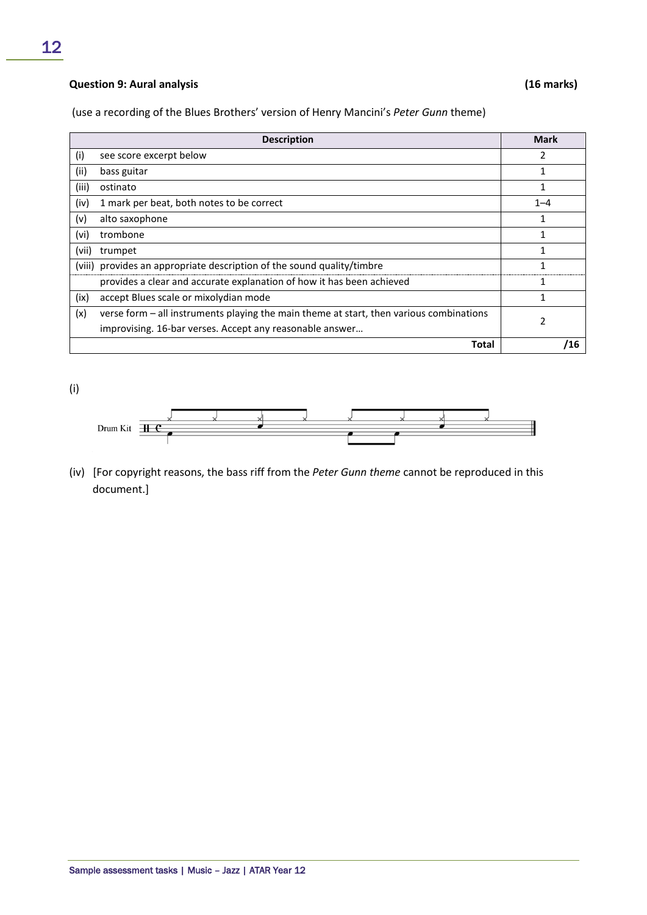**Question 9: Aural analysis** **(16 marks)**

(use a recording of the Blues Brothers' version of Henry Mancini's *Peter Gunn* theme)

| Description | Mark |
|---|---|
| (i) see score excerpt below | 2 |
| (ii) bass guitar | 1 |
| (iii) ostinato | 1 |
| (iv) 1 mark per beat, both notes to be correct | 1–4 |
| (v) alto saxophone | 1 |
| (vi) trombone | 1 |
| (vii) trumpet | 1 |
| (viii) provides an appropriate description of the sound quality/timbre | 1 |
| provides a clear and accurate explanation of how it has been achieved | 1 |
| (ix) accept Blues scale or mixolydian mode | 1 |
| (x) verse form – all instruments playing the main theme at start, then various combinations improvising. 16-bar verses. Accept any reasonable answer… | 2 |
| **Total** | **/16** |

(i)

Drum Kit

(iv) [For copyright reasons, the bass riff from the *Peter Gunn theme* cannot be reproduced in this document.]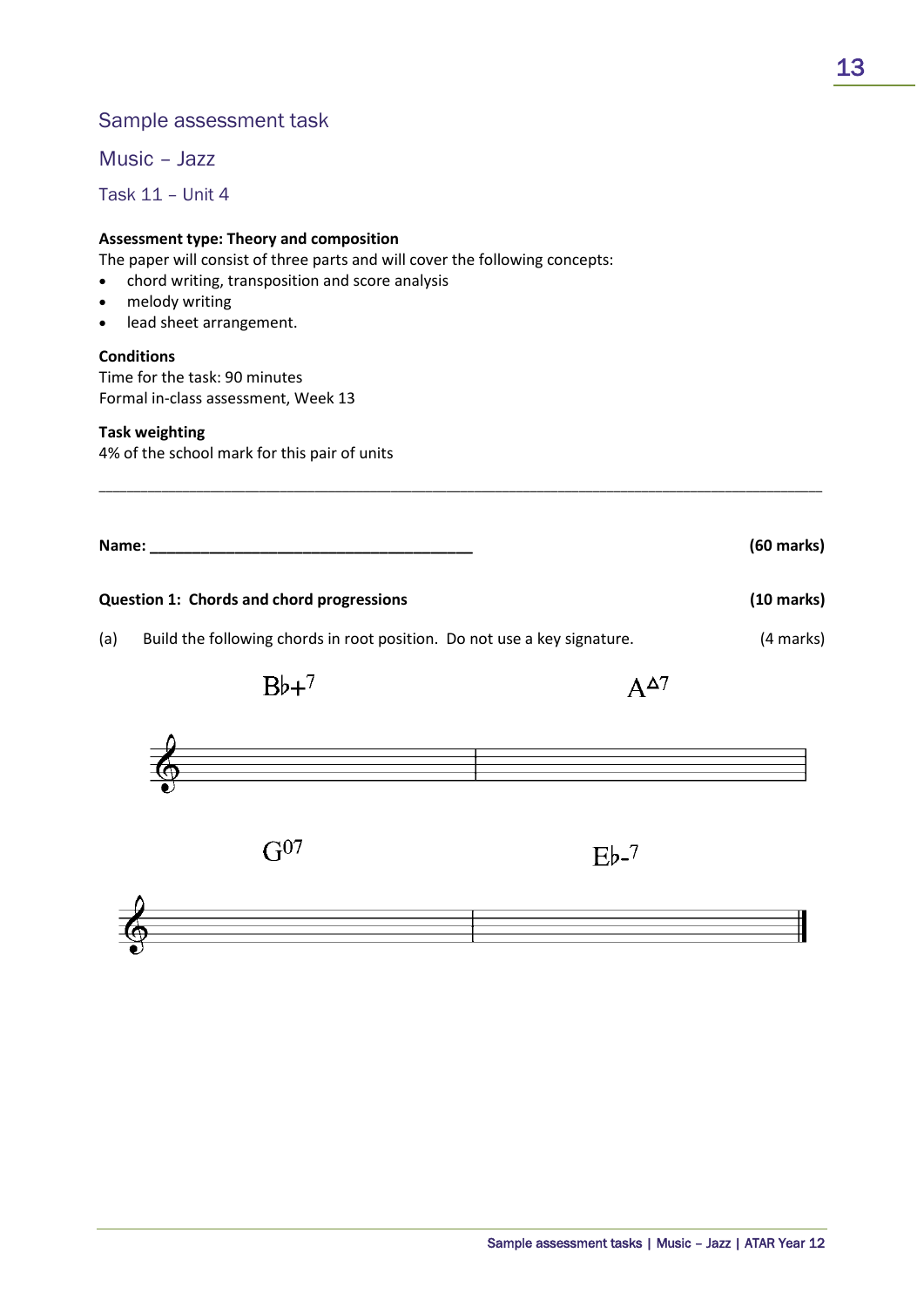## Sample assessment task

## Music – Jazz

### Task 11 – Unit 4

**Assessment type: Theory and composition**

The paper will consist of three parts and will cover the following concepts:

- chord writing, transposition and score analysis
- melody writing
- lead sheet arrangement.

**Conditions**

Time for the task: 90 minutes

Formal in-class assessment, Week 13

**Task weighting**

4% of the school mark for this pair of units

---

**Name: ______________________________________** **(60 marks)**

**Question 1: Chords and chord progressions** **(10 marks)**

(a) Build the following chords in root position. Do not use a key signature. (4 marks)

B♭+$^{7}$ A$^{\Delta 7}$

G$^{07}$ E♭-$^{7}$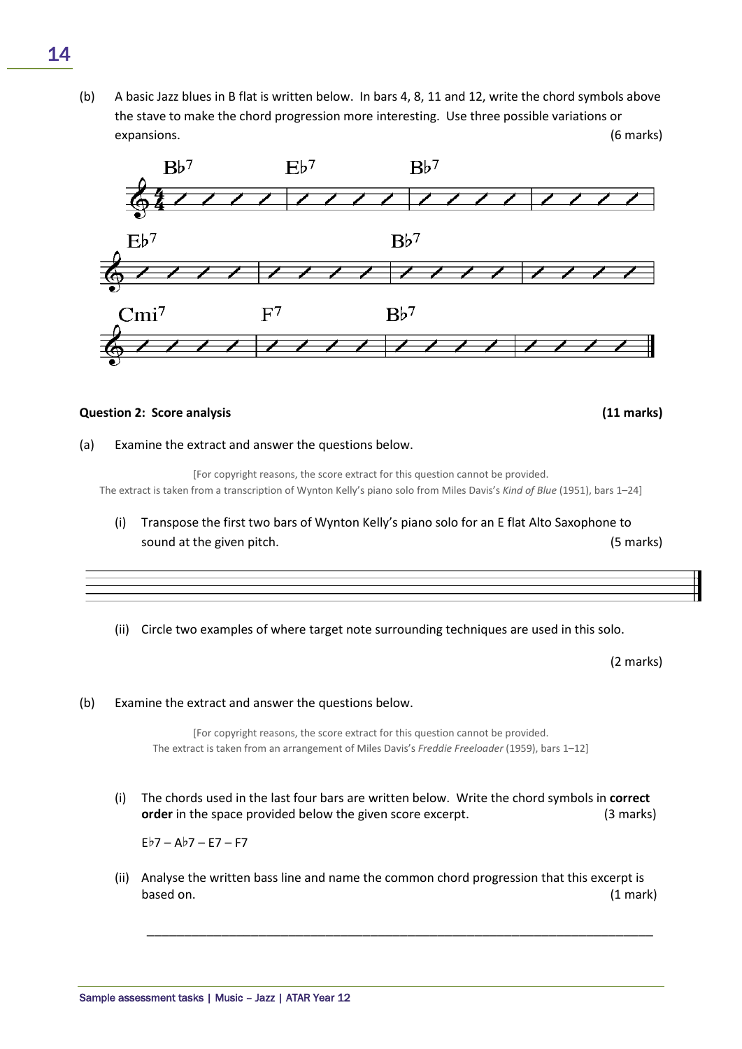(b) A basic Jazz blues in B flat is written below. In bars 4, 8, 11 and 12, write the chord symbols above the stave to make the chord progression more interesting. Use three possible variations or expansions. (6 marks)

| Bar 1 | Bar 2 | Bar 3 | Bar 4 |
|---|---|---|---|
| B♭7 | E♭7 | B♭7 | |

| Bar 5 | Bar 6 | Bar 7 | Bar 8 |
|---|---|---|---|
| E♭7 | | B♭7 | |

| Bar 9 | Bar 10 | Bar 11 | Bar 12 |
|---|---|---|---|
| Cmi7 | F7 | B♭7 | |

**Question 2: Score analysis** **(11 marks)**

(a) Examine the extract and answer the questions below.

[For copyright reasons, the score extract for this question cannot be provided. The extract is taken from a transcription of Wynton Kelly's piano solo from Miles Davis's *Kind of Blue* (1951), bars 1–24]

(i) Transpose the first two bars of Wynton Kelly's piano solo for an E flat Alto Saxophone to sound at the given pitch. (5 marks)

(ii) Circle two examples of where target note surrounding techniques are used in this solo. (2 marks)

(b) Examine the extract and answer the questions below.

[For copyright reasons, the score extract for this question cannot be provided. The extract is taken from an arrangement of Miles Davis's *Freddie Freeloader* (1959), bars 1–12]

(i) The chords used in the last four bars are written below. Write the chord symbols in **correct order** in the space provided below the given score excerpt. (3 marks)

E♭7 – A♭7 – E7 – F7

(ii) Analyse the written bass line and name the common chord progression that this excerpt is based on. (1 mark)

___________________________________________________________________________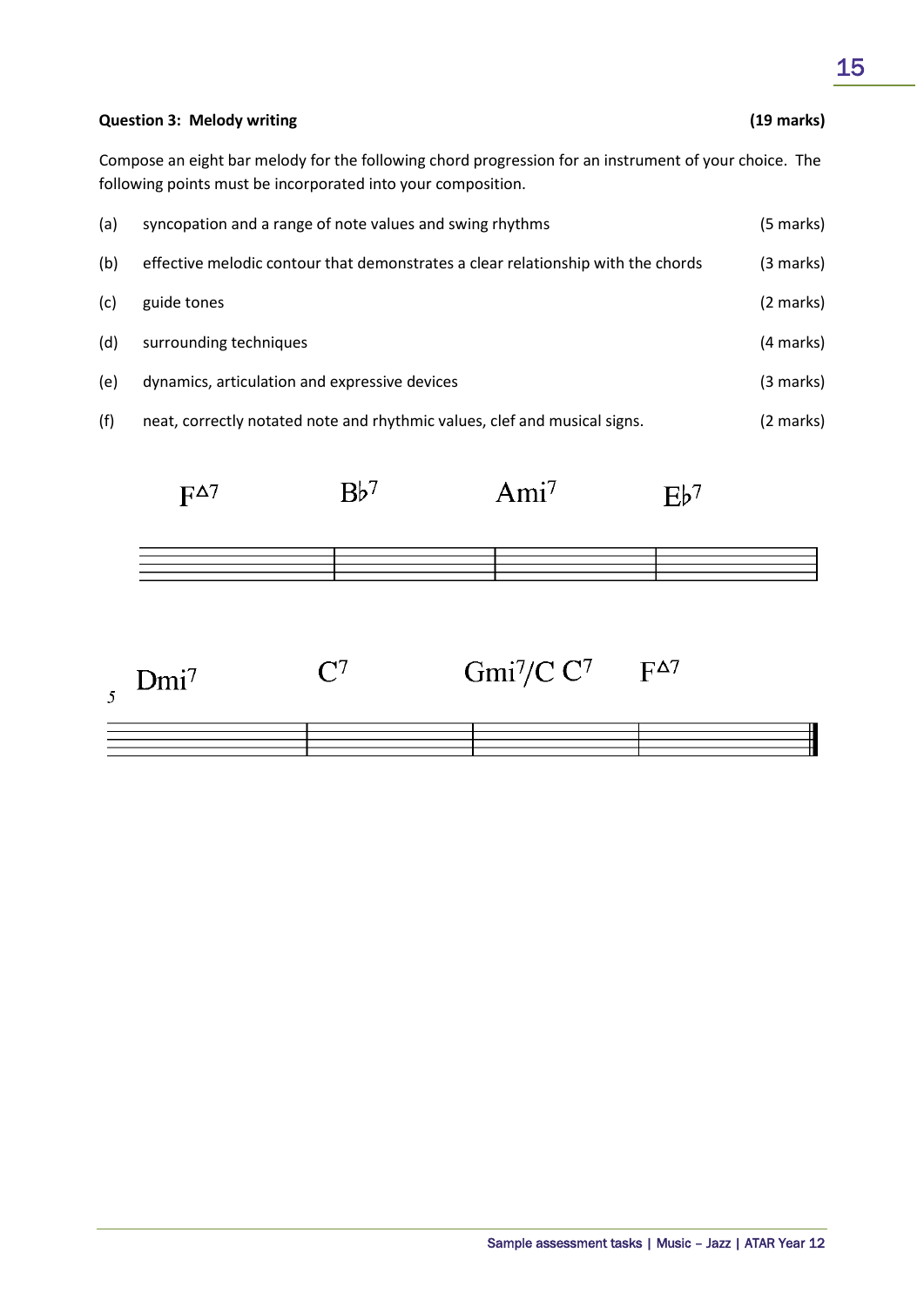**Question 3: Melody writing (19 marks)**

Compose an eight bar melody for the following chord progression for an instrument of your choice. The following points must be incorporated into your composition.

(a) syncopation and a range of note values and swing rhythms (5 marks)

(b) effective melodic contour that demonstrates a clear relationship with the chords (3 marks)

(c) guide tones (2 marks)

(d) surrounding techniques (4 marks)

(e) dynamics, articulation and expressive devices (3 marks)

(f) neat, correctly notated note and rhythmic values, clef and musical signs. (2 marks)

| F∆7 | B♭7 | Ami7 | E♭7 |
|---|---|---|---|

5

| Dmi7 | C7 | Gmi7/C C7 | F∆7 |
|---|---|---|---|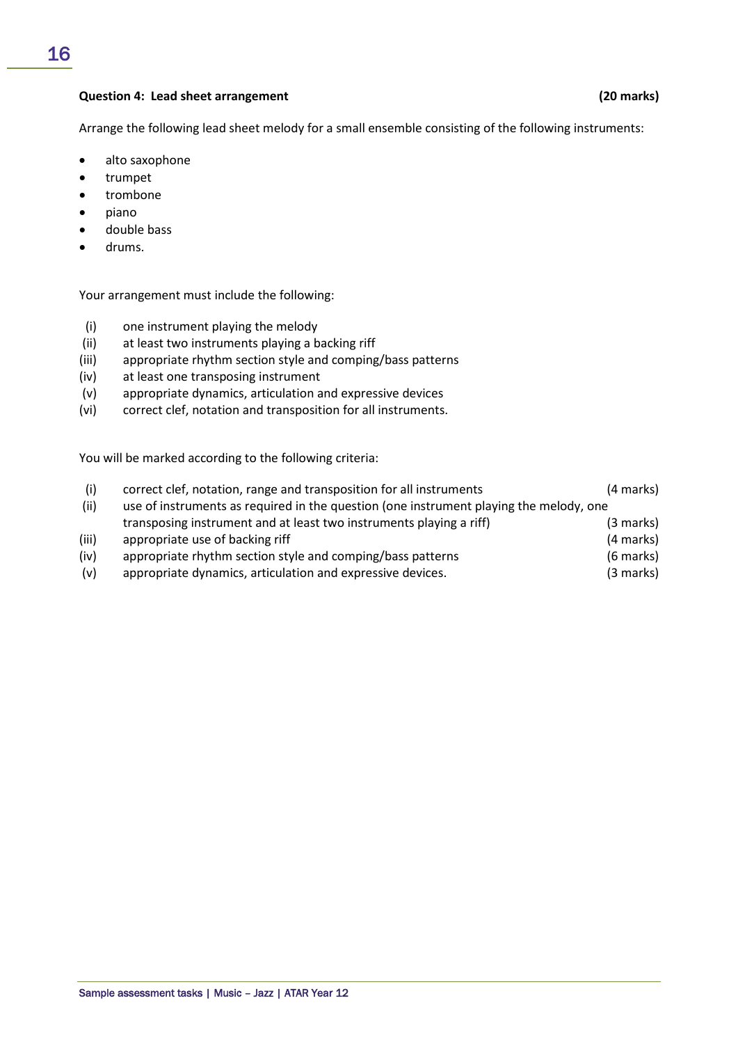**Question 4: Lead sheet arrangement** **(20 marks)**

Arrange the following lead sheet melody for a small ensemble consisting of the following instruments:

- alto saxophone
- trumpet
- trombone
- piano
- double bass
- drums.

Your arrangement must include the following:

(i) one instrument playing the melody
(ii) at least two instruments playing a backing riff
(iii) appropriate rhythm section style and comping/bass patterns
(iv) at least one transposing instrument
(v) appropriate dynamics, articulation and expressive devices
(vi) correct clef, notation and transposition for all instruments.

You will be marked according to the following criteria:

(i) correct clef, notation, range and transposition for all instruments (4 marks)
(ii) use of instruments as required in the question (one instrument playing the melody, one transposing instrument and at least two instruments playing a riff) (3 marks)
(iii) appropriate use of backing riff (4 marks)
(iv) appropriate rhythm section style and comping/bass patterns (6 marks)
(v) appropriate dynamics, articulation and expressive devices. (3 marks)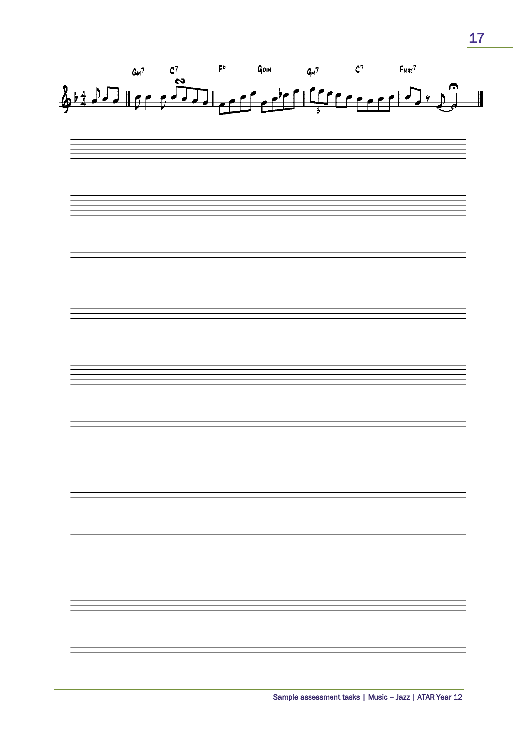Gm7 C7 F6 Gdim Gm7 C7 Fmaj7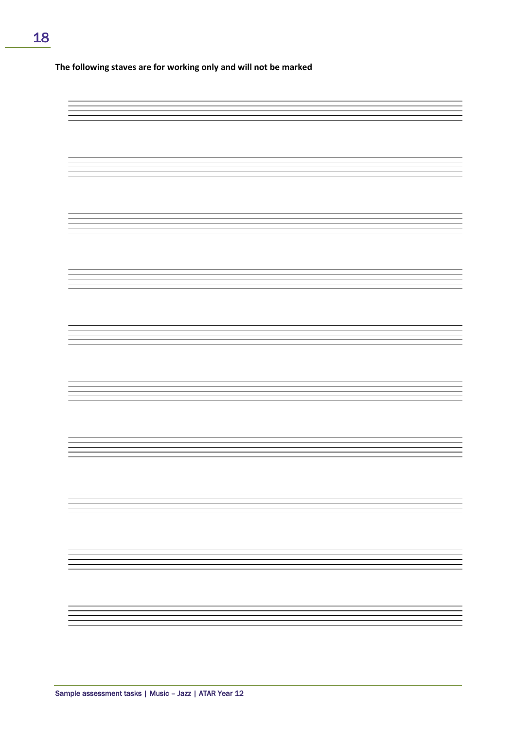**The following staves are for working only and will not be marked**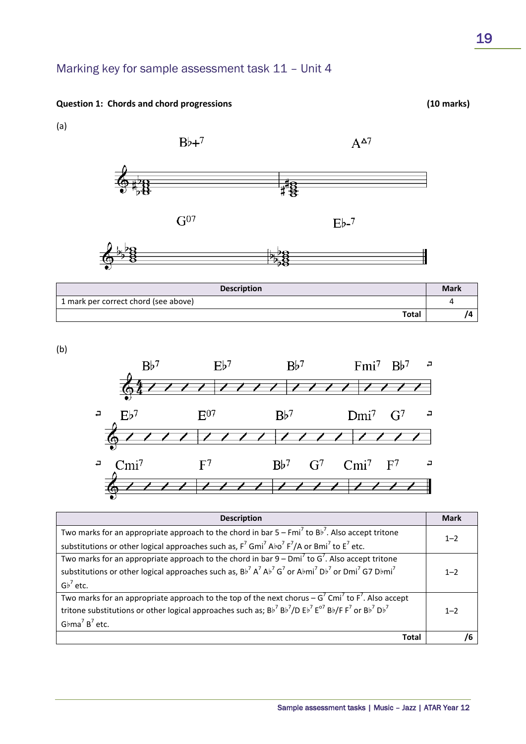## Marking key for sample assessment task 11 – Unit 4

**Question 1: Chords and chord progressions** **(10 marks)**

(a)

B♭+7 A△7

G°7 E♭-7

| Description | Mark |
|---|---|
| 1 mark per correct chord (see above) | 4 |
| **Total** | **/4** |

(b)

B♭7 E♭7 B♭7 Fmi7 B♭7

E♭7 E°7 B♭7 Dmi7 G7

Cmi7 F7 B♭7 G7 Cmi7 F7

| Description | Mark |
|---|---|
| Two marks for an appropriate approach to the chord in bar 5 – Fmi7 to B♭7. Also accept tritone substitutions or other logical approaches such as, F7 Gmi7 A♭o7 F7/A or Bmi7 to E7 etc. | 1–2 |
| Two marks for an appropriate approach to the chord in bar 9 – Dmi7 to G7. Also accept tritone substitutions or other logical approaches such as, B♭7 A7 A♭7 G7 or A♭mi7 D♭7 or Dmi7 G7 D♭mi7 G♭7 etc. | 1–2 |
| Two marks for an appropriate approach to the top of the next chorus – G7 Cmi7 to F7. Also accept tritone substitutions or other logical approaches such as; B♭7 B♭7/D E♭7 E°7 B♭/F F7 or B♭7 D♭7 G♭ma7 B7 etc. | 1–2 |
| **Total** | **/6** |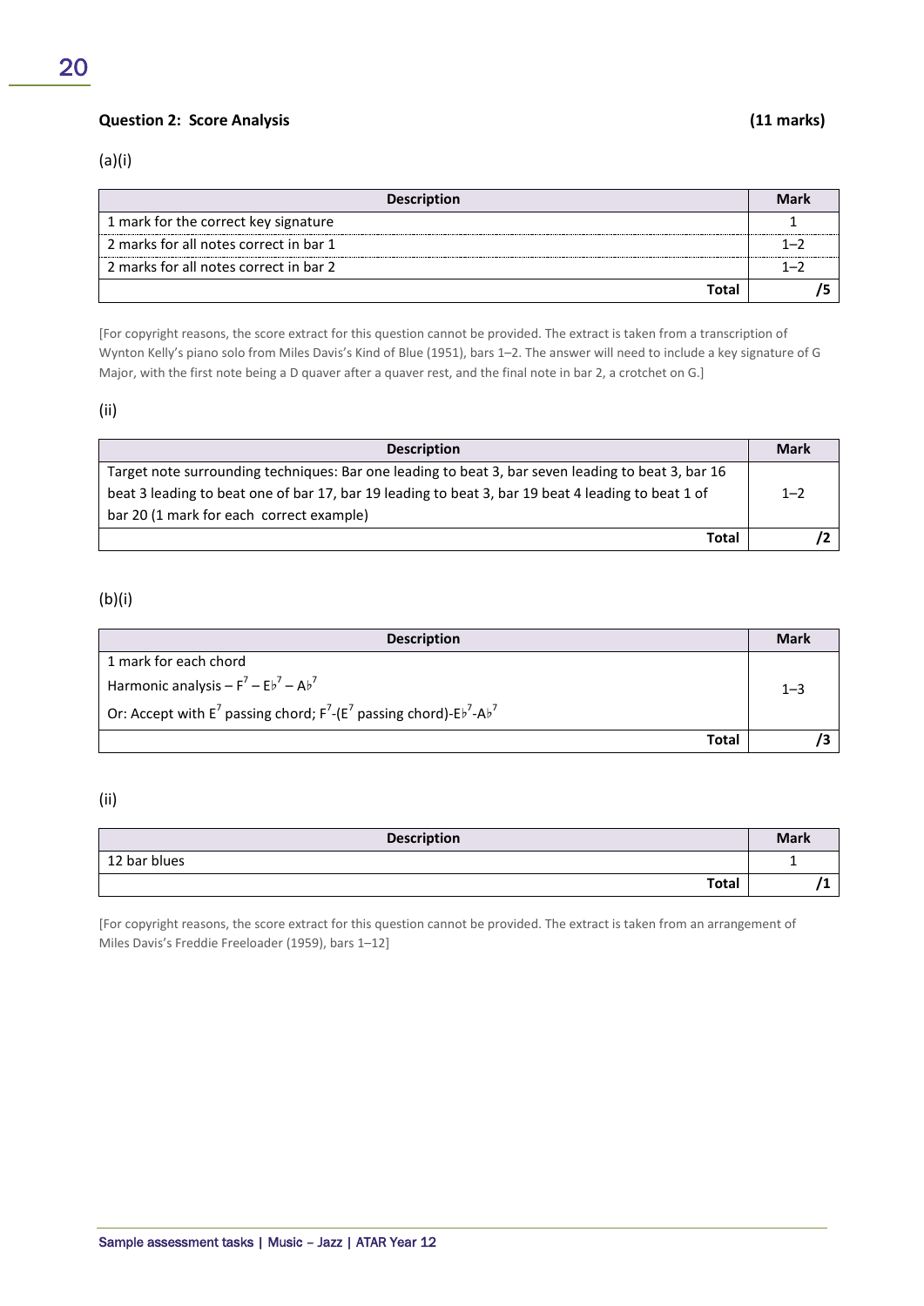### Question 2: Score Analysis (11 marks)

(a)(i)

| Description | Mark |
|---|---|
| 1 mark for the correct key signature | 1 |
| 2 marks for all notes correct in bar 1 | 1–2 |
| 2 marks for all notes correct in bar 2 | 1–2 |
| **Total** | **/5** |

[For copyright reasons, the score extract for this question cannot be provided. The extract is taken from a transcription of Wynton Kelly's piano solo from Miles Davis's Kind of Blue (1951), bars 1–2. The answer will need to include a key signature of G Major, with the first note being a D quaver after a quaver rest, and the final note in bar 2, a crotchet on G.]

(ii)

| Description | Mark |
|---|---|
| Target note surrounding techniques: Bar one leading to beat 3, bar seven leading to beat 3, bar 16 beat 3 leading to beat one of bar 17, bar 19 leading to beat 3, bar 19 beat 4 leading to beat 1 of bar 20 (1 mark for each correct example) | 1–2 |
| **Total** | **/2** |

(b)(i)

| Description | Mark |
|---|---|
| 1 mark for each chord<br>Harmonic analysis – $F^7$ – $E\flat^7$ – $A\flat^7$<br>Or: Accept with $E^7$ passing chord; $F^7$-($E^7$ passing chord)-$E\flat^7$-$A\flat^7$ | 1–3 |
| **Total** | **/3** |

(ii)

| Description | Mark |
|---|---|
| 12 bar blues | 1 |
| **Total** | **/1** |

[For copyright reasons, the score extract for this question cannot be provided. The extract is taken from an arrangement of Miles Davis's Freddie Freeloader (1959), bars 1–12]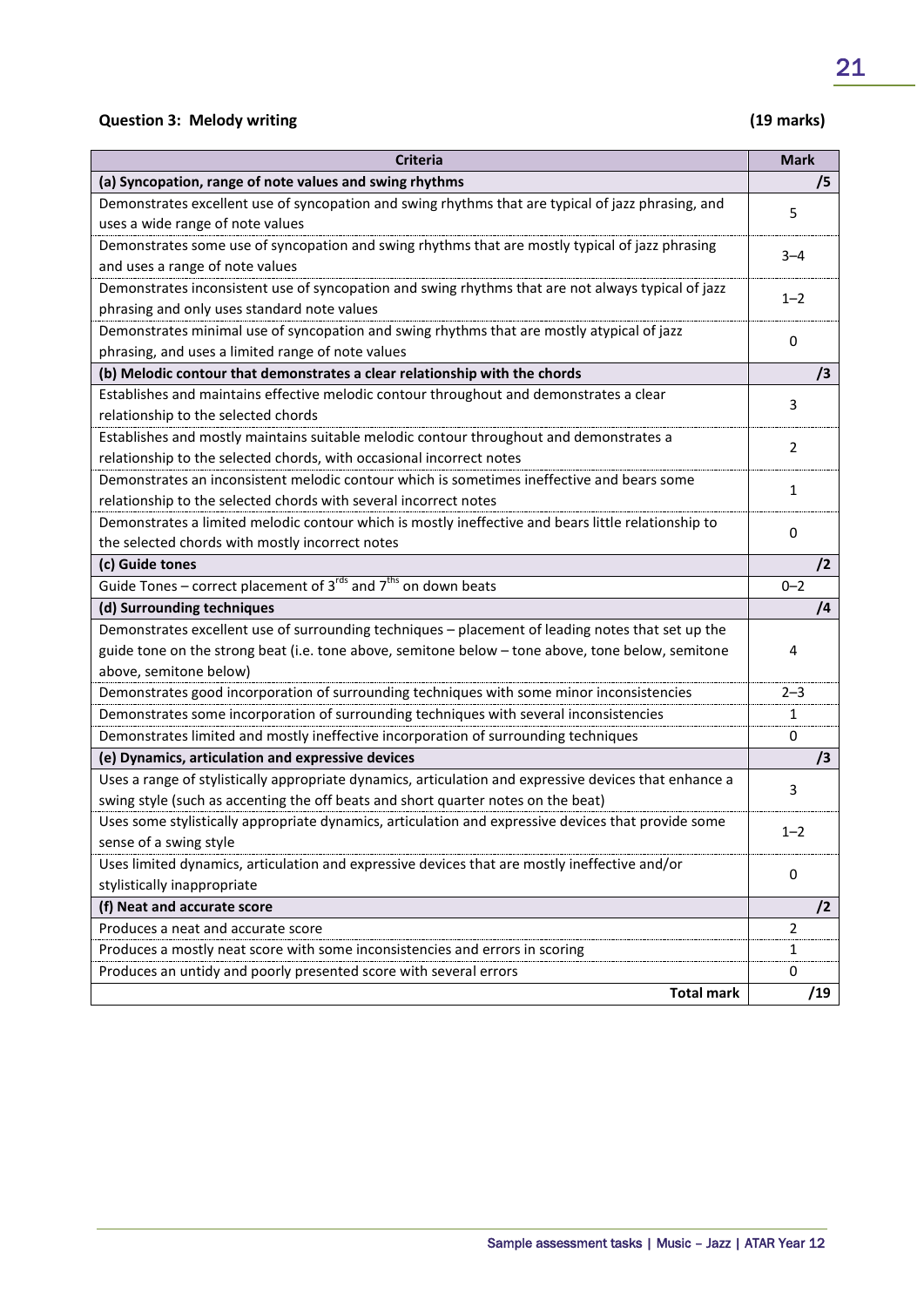**Question 3: Melody writing** **(19 marks)**

| Criteria | Mark |
|---|---|
| **(a) Syncopation, range of note values and swing rhythms** | **/5** |
| Demonstrates excellent use of syncopation and swing rhythms that are typical of jazz phrasing, and uses a wide range of note values | 5 |
| Demonstrates some use of syncopation and swing rhythms that are mostly typical of jazz phrasing and uses a range of note values | 3–4 |
| Demonstrates inconsistent use of syncopation and swing rhythms that are not always typical of jazz phrasing and only uses standard note values | 1–2 |
| Demonstrates minimal use of syncopation and swing rhythms that are mostly atypical of jazz phrasing, and uses a limited range of note values | 0 |
| **(b) Melodic contour that demonstrates a clear relationship with the chords** | **/3** |
| Establishes and maintains effective melodic contour throughout and demonstrates a clear relationship to the selected chords | 3 |
| Establishes and mostly maintains suitable melodic contour throughout and demonstrates a relationship to the selected chords, with occasional incorrect notes | 2 |
| Demonstrates an inconsistent melodic contour which is sometimes ineffective and bears some relationship to the selected chords with several incorrect notes | 1 |
| Demonstrates a limited melodic contour which is mostly ineffective and bears little relationship to the selected chords with mostly incorrect notes | 0 |
| **(c) Guide tones** | **/2** |
| Guide Tones – correct placement of 3rds and 7ths on down beats | 0–2 |
| **(d) Surrounding techniques** | **/4** |
| Demonstrates excellent use of surrounding techniques – placement of leading notes that set up the guide tone on the strong beat (i.e. tone above, semitone below – tone above, tone below, semitone above, semitone below) | 4 |
| Demonstrates good incorporation of surrounding techniques with some minor inconsistencies | 2–3 |
| Demonstrates some incorporation of surrounding techniques with several inconsistencies | 1 |
| Demonstrates limited and mostly ineffective incorporation of surrounding techniques | 0 |
| **(e) Dynamics, articulation and expressive devices** | **/3** |
| Uses a range of stylistically appropriate dynamics, articulation and expressive devices that enhance a swing style (such as accenting the off beats and short quarter notes on the beat) | 3 |
| Uses some stylistically appropriate dynamics, articulation and expressive devices that provide some sense of a swing style | 1–2 |
| Uses limited dynamics, articulation and expressive devices that are mostly ineffective and/or stylistically inappropriate | 0 |
| **(f) Neat and accurate score** | **/2** |
| Produces a neat and accurate score | 2 |
| Produces a mostly neat score with some inconsistencies and errors in scoring | 1 |
| Produces an untidy and poorly presented score with several errors | 0 |
| **Total mark** | **/19** |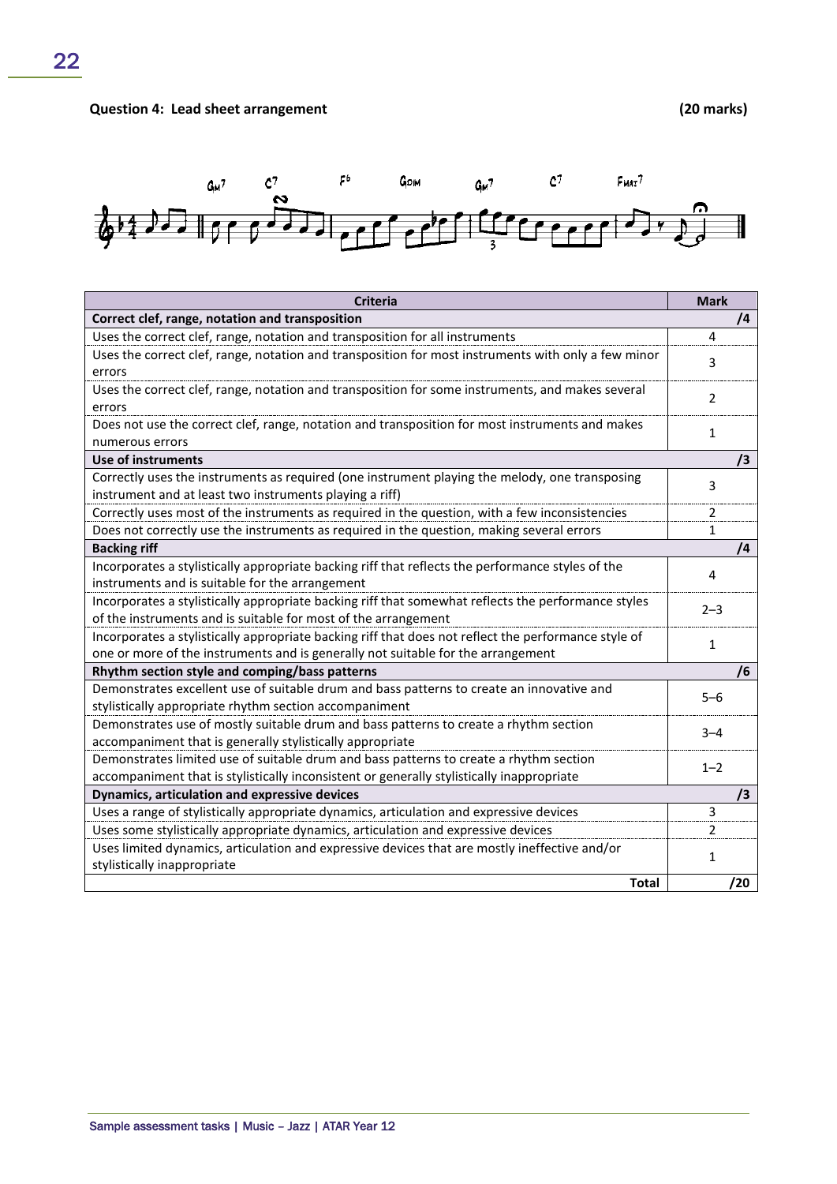**Question 4: Lead sheet arrangement** **(20 marks)**

| Criteria | Mark |
|---|---|
| **Correct clef, range, notation and transposition** | **/4** |
| Uses the correct clef, range, notation and transposition for all instruments | 4 |
| Uses the correct clef, range, notation and transposition for most instruments with only a few minor errors | 3 |
| Uses the correct clef, range, notation and transposition for some instruments, and makes several errors | 2 |
| Does not use the correct clef, range, notation and transposition for most instruments and makes numerous errors | 1 |
| **Use of instruments** | **/3** |
| Correctly uses the instruments as required (one instrument playing the melody, one transposing instrument and at least two instruments playing a riff) | 3 |
| Correctly uses most of the instruments as required in the question, with a few inconsistencies | 2 |
| Does not correctly use the instruments as required in the question, making several errors | 1 |
| **Backing riff** | **/4** |
| Incorporates a stylistically appropriate backing riff that reflects the performance styles of the instruments and is suitable for the arrangement | 4 |
| Incorporates a stylistically appropriate backing riff that somewhat reflects the performance styles of the instruments and is suitable for most of the arrangement | 2–3 |
| Incorporates a stylistically appropriate backing riff that does not reflect the performance style of one or more of the instruments and is generally not suitable for the arrangement | 1 |
| **Rhythm section style and comping/bass patterns** | **/6** |
| Demonstrates excellent use of suitable drum and bass patterns to create an innovative and stylistically appropriate rhythm section accompaniment | 5–6 |
| Demonstrates use of mostly suitable drum and bass patterns to create a rhythm section accompaniment that is generally stylistically appropriate | 3–4 |
| Demonstrates limited use of suitable drum and bass patterns to create a rhythm section accompaniment that is stylistically inconsistent or generally stylistically inappropriate | 1–2 |
| **Dynamics, articulation and expressive devices** | **/3** |
| Uses a range of stylistically appropriate dynamics, articulation and expressive devices | 3 |
| Uses some stylistically appropriate dynamics, articulation and expressive devices | 2 |
| Uses limited dynamics, articulation and expressive devices that are mostly ineffective and/or stylistically inappropriate | 1 |
| **Total** | **/20** |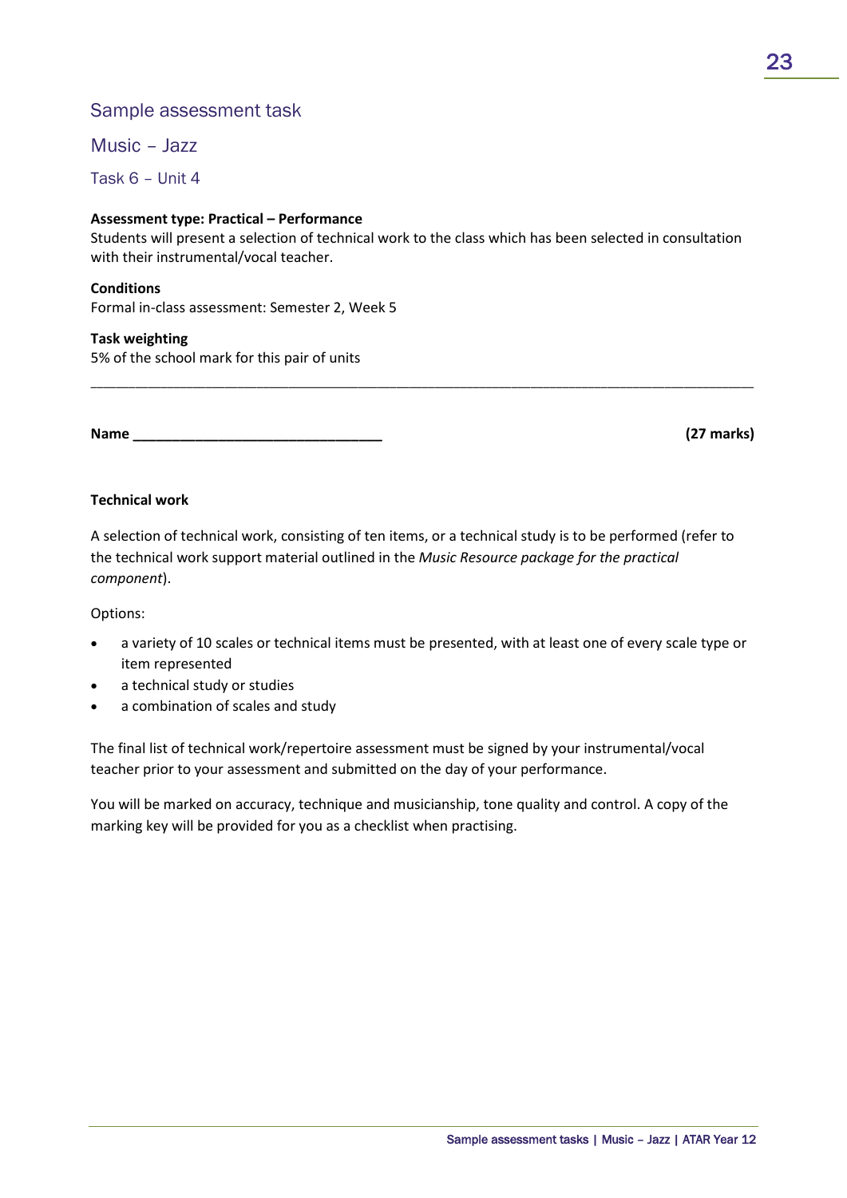## Sample assessment task

## Music – Jazz

### Task 6 – Unit 4

**Assessment type: Practical – Performance**
Students will present a selection of technical work to the class which has been selected in consultation with their instrumental/vocal teacher.

**Conditions**
Formal in-class assessment: Semester 2, Week 5

**Task weighting**
5% of the school mark for this pair of units

---

**Name** ________________________________ **(27 marks)**

**Technical work**

A selection of technical work, consisting of ten items, or a technical study is to be performed (refer to the technical work support material outlined in the *Music Resource package for the practical component*).

Options:

- a variety of 10 scales or technical items must be presented, with at least one of every scale type or item represented
- a technical study or studies
- a combination of scales and study

The final list of technical work/repertoire assessment must be signed by your instrumental/vocal teacher prior to your assessment and submitted on the day of your performance.

You will be marked on accuracy, technique and musicianship, tone quality and control. A copy of the marking key will be provided for you as a checklist when practising.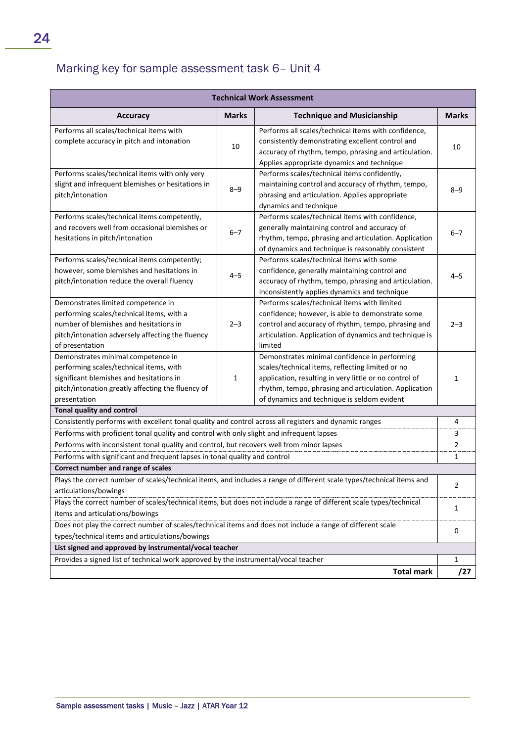## Marking key for sample assessment task 6– Unit 4

| Technical Work Assessment | | | |
|---|---|---|---|
| **Accuracy** | **Marks** | **Technique and Musicianship** | **Marks** |
| Performs all scales/technical items with complete accuracy in pitch and intonation | 10 | Performs all scales/technical items with confidence, consistently demonstrating excellent control and accuracy of rhythm, tempo, phrasing and articulation. Applies appropriate dynamics and technique | 10 |
| Performs scales/technical items with only very slight and infrequent blemishes or hesitations in pitch/intonation | 8–9 | Performs scales/technical items confidently, maintaining control and accuracy of rhythm, tempo, phrasing and articulation. Applies appropriate dynamics and technique | 8–9 |
| Performs scales/technical items competently, and recovers well from occasional blemishes or hesitations in pitch/intonation | 6–7 | Performs scales/technical items with confidence, generally maintaining control and accuracy of rhythm, tempo, phrasing and articulation. Application of dynamics and technique is reasonably consistent | 6–7 |
| Performs scales/technical items competently; however, some blemishes and hesitations in pitch/intonation reduce the overall fluency | 4–5 | Performs scales/technical items with some confidence, generally maintaining control and accuracy of rhythm, tempo, phrasing and articulation. Inconsistently applies dynamics and technique | 4–5 |
| Demonstrates limited competence in performing scales/technical items, with a number of blemishes and hesitations in pitch/intonation adversely affecting the fluency of presentation | 2–3 | Performs scales/technical items with limited confidence; however, is able to demonstrate some control and accuracy of rhythm, tempo, phrasing and articulation. Application of dynamics and technique is limited | 2–3 |
| Demonstrates minimal competence in performing scales/technical items, with significant blemishes and hesitations in pitch/intonation greatly affecting the fluency of presentation | 1 | Demonstrates minimal confidence in performing scales/technical items, reflecting limited or no application, resulting in very little or no control of rhythm, tempo, phrasing and articulation. Application of dynamics and technique is seldom evident | 1 |
| **Tonal quality and control** | | | |
| Consistently performs with excellent tonal quality and control across all registers and dynamic ranges | | | 4 |
| Performs with proficient tonal quality and control with only slight and infrequent lapses | | | 3 |
| Performs with inconsistent tonal quality and control, but recovers well from minor lapses | | | 2 |
| Performs with significant and frequent lapses in tonal quality and control | | | 1 |
| **Correct number and range of scales** | | | |
| Plays the correct number of scales/technical items, and includes a range of different scale types/technical items and articulations/bowings | | | 2 |
| Plays the correct number of scales/technical items, but does not include a range of different scale types/technical items and articulations/bowings | | | 1 |
| Does not play the correct number of scales/technical items and does not include a range of different scale types/technical items and articulations/bowings | | | 0 |
| **List signed and approved by instrumental/vocal teacher** | | | |
| Provides a signed list of technical work approved by the instrumental/vocal teacher | | | 1 |
| | | **Total mark** | **/27** |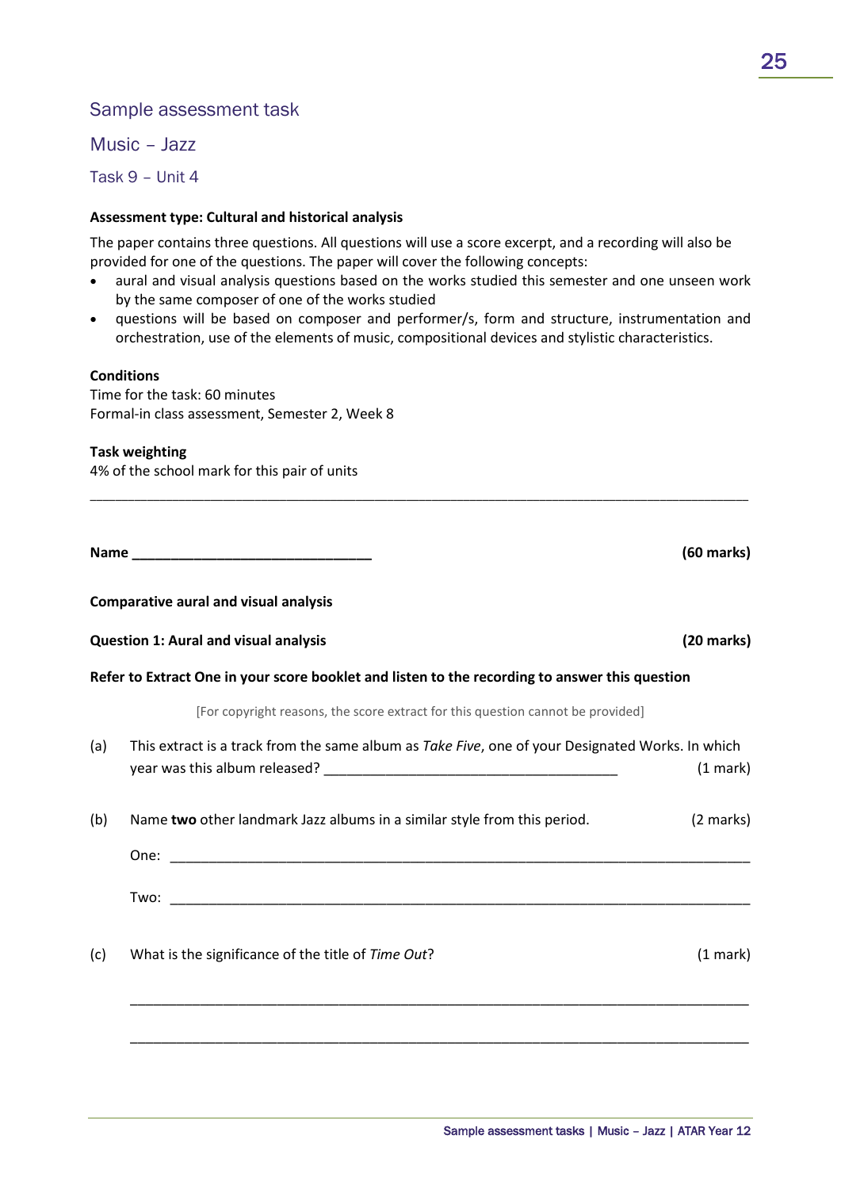## Sample assessment task

## Music – Jazz

### Task 9 – Unit 4

**Assessment type: Cultural and historical analysis**

The paper contains three questions. All questions will use a score excerpt, and a recording will also be provided for one of the questions. The paper will cover the following concepts:

- aural and visual analysis questions based on the works studied this semester and one unseen work by the same composer of one of the works studied
- questions will be based on composer and performer/s, form and structure, instrumentation and orchestration, use of the elements of music, compositional devices and stylistic characteristics.

**Conditions**
Time for the task: 60 minutes
Formal-in class assessment, Semester 2, Week 8

**Task weighting**
4% of the school mark for this pair of units

---

**Name** _______________________________ **(60 marks)**

**Comparative aural and visual analysis**

**Question 1: Aural and visual analysis** **(20 marks)**

**Refer to Extract One in your score booklet and listen to the recording to answer this question**

[For copyright reasons, the score extract for this question cannot be provided]

(a) This extract is a track from the same album as *Take Five*, one of your Designated Works. In which year was this album released? _____________________________________ (1 mark)

(b) Name **two** other landmark Jazz albums in a similar style from this period. (2 marks)

One: ______________________________________________________________________________

Two: ______________________________________________________________________________

(c) What is the significance of the title of *Time Out*? (1 mark)

______________________________________________________________________________

______________________________________________________________________________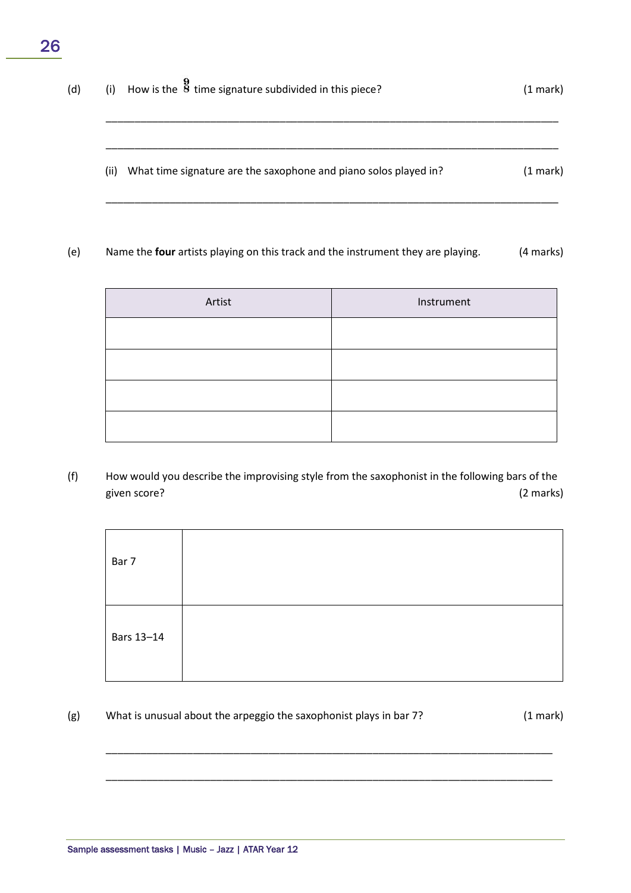(d) (i) How is the $\frac{9}{8}$ time signature subdivided in this piece? (1 mark)

_______________________________________________________________________________

_______________________________________________________________________________

(ii) What time signature are the saxophone and piano solos played in? (1 mark)

_______________________________________________________________________________

(e) Name the **four** artists playing on this track and the instrument they are playing. (4 marks)

| Artist | Instrument |
|---|---|
| | |
| | |
| | |
| | |

(f) How would you describe the improvising style from the saxophonist in the following bars of the given score? (2 marks)

| | |
|---|---|
| Bar 7 | |
| Bars 13–14 | |

(g) What is unusual about the arpeggio the saxophonist plays in bar 7? (1 mark)

_______________________________________________________________________________

_______________________________________________________________________________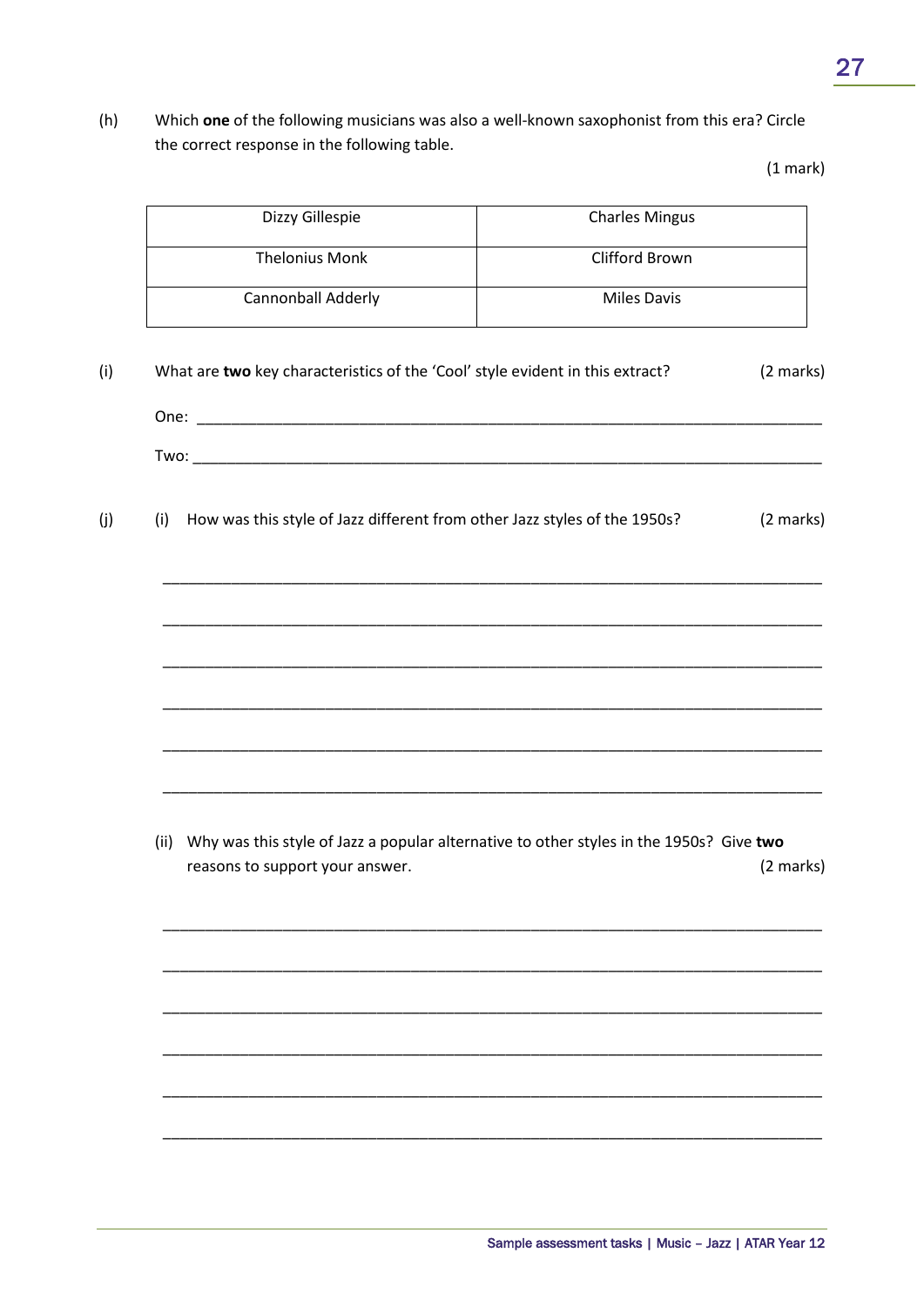(h) Which **one** of the following musicians was also a well-known saxophonist from this era? Circle the correct response in the following table.

(1 mark)

| Dizzy Gillespie | Charles Mingus |
|---|---|
| Thelonius Monk | Clifford Brown |
| Cannonball Adderly | Miles Davis |

(i) What are **two** key characteristics of the 'Cool' style evident in this extract? (2 marks)

One: ___________________________________________________________________________

Two: ___________________________________________________________________________

(j) (i) How was this style of Jazz different from other Jazz styles of the 1950s? (2 marks)

___________________________________________________________________________

___________________________________________________________________________

___________________________________________________________________________

___________________________________________________________________________

___________________________________________________________________________

___________________________________________________________________________

(ii) Why was this style of Jazz a popular alternative to other styles in the 1950s? Give **two** reasons to support your answer. (2 marks)

___________________________________________________________________________

___________________________________________________________________________

___________________________________________________________________________

___________________________________________________________________________

___________________________________________________________________________

___________________________________________________________________________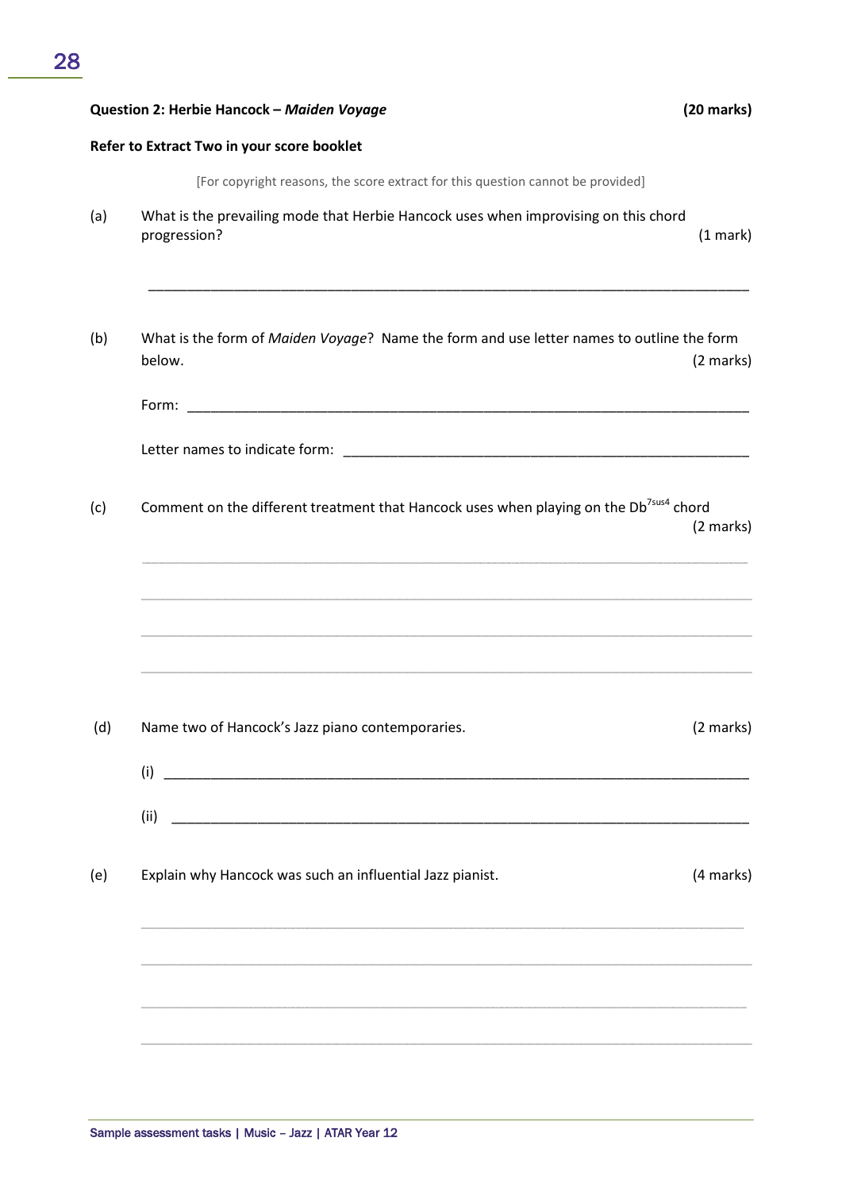**Question 2: Herbie Hancock – *Maiden Voyage*** **(20 marks)**

**Refer to Extract Two in your score booklet**

[For copyright reasons, the score extract for this question cannot be provided]

(a) What is the prevailing mode that Herbie Hancock uses when improvising on this chord progression? (1 mark)

___________________________________________________________________________

(b) What is the form of *Maiden Voyage*? Name the form and use letter names to outline the form below. (2 marks)

Form: ___________________________________________________________________

Letter names to indicate form: _____________________________________________

(c) Comment on the different treatment that Hancock uses when playing on the Db$^{7sus4}$ chord (2 marks)

___________________________________________________________________________

___________________________________________________________________________

___________________________________________________________________________

___________________________________________________________________________

(d) Name two of Hancock's Jazz piano contemporaries. (2 marks)

(i) _______________________________________________________________________

(ii) ______________________________________________________________________

(e) Explain why Hancock was such an influential Jazz pianist. (4 marks)

___________________________________________________________________________

___________________________________________________________________________

___________________________________________________________________________

___________________________________________________________________________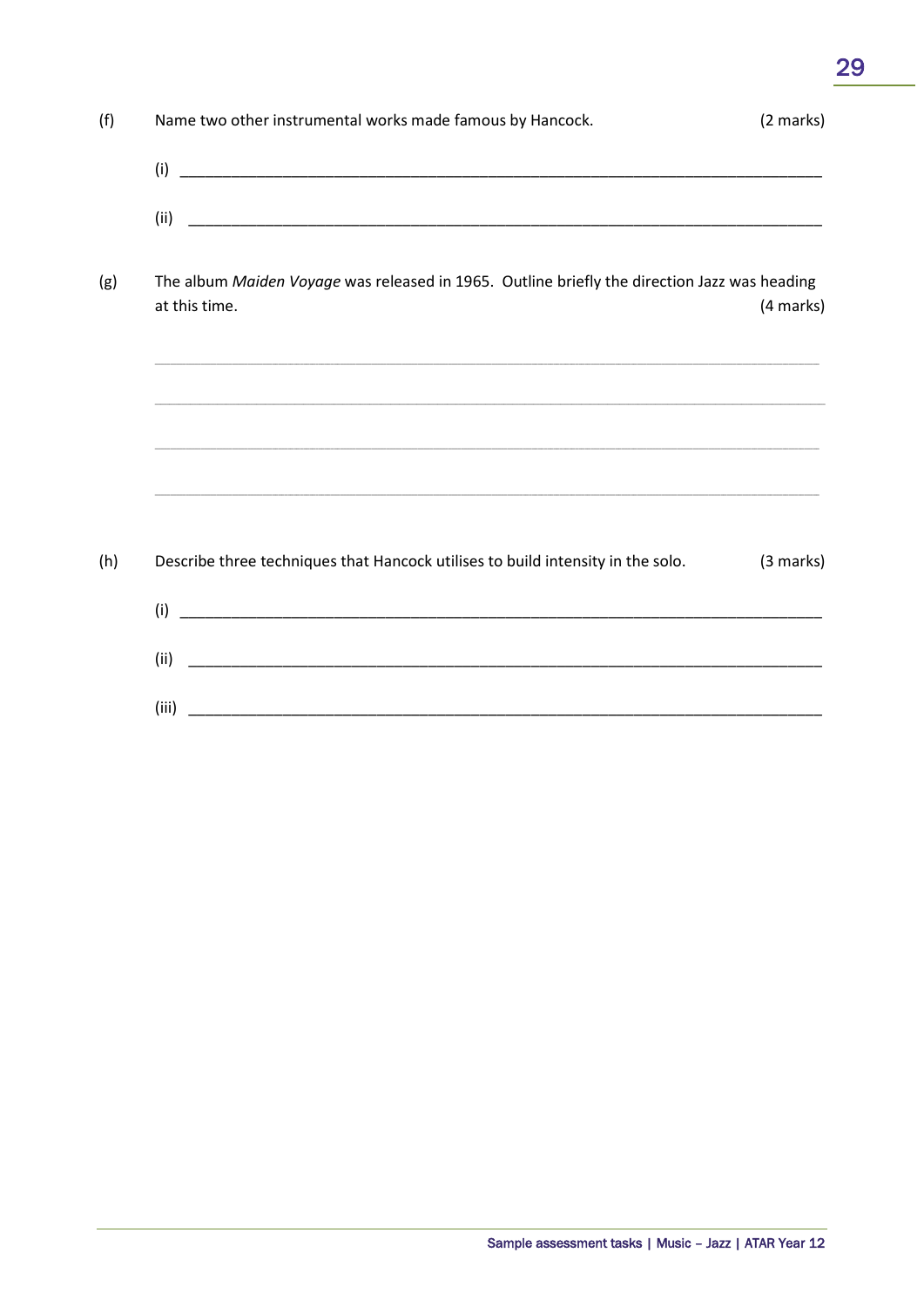(f) Name two other instrumental works made famous by Hancock. (2 marks)

(i) ______________________________________________________________________________

(ii) ______________________________________________________________________________

(g) The album *Maiden Voyage* was released in 1965. Outline briefly the direction Jazz was heading at this time. (4 marks)

______________________________________________________________________________

______________________________________________________________________________

______________________________________________________________________________

______________________________________________________________________________

(h) Describe three techniques that Hancock utilises to build intensity in the solo. (3 marks)

(i) ______________________________________________________________________________

(ii) ______________________________________________________________________________

(iii) ______________________________________________________________________________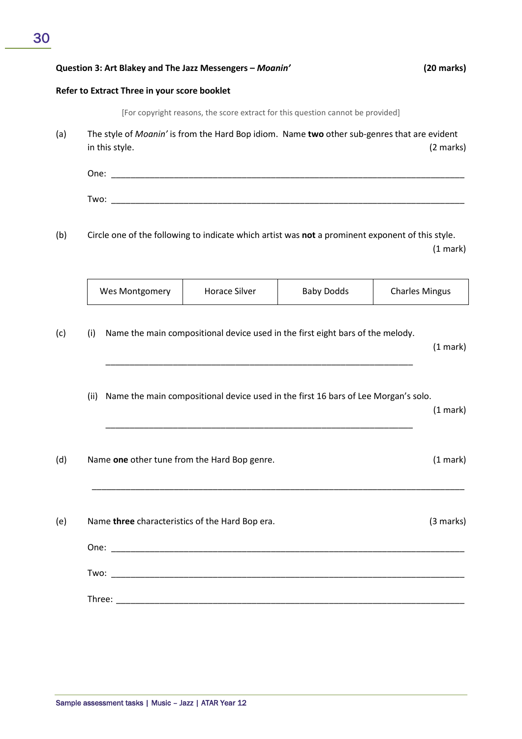**Question 3: Art Blakey and The Jazz Messengers – *Moanin'*** **(20 marks)**

**Refer to Extract Three in your score booklet**

[For copyright reasons, the score extract for this question cannot be provided]

(a) The style of *Moanin'* is from the Hard Bop idiom. Name **two** other sub-genres that are evident in this style. (2 marks)

One: ______________________________________________________________________________

Two: ______________________________________________________________________________

(b) Circle one of the following to indicate which artist was **not** a prominent exponent of this style. (1 mark)

| Wes Montgomery | Horace Silver | Baby Dodds | Charles Mingus |
|---|---|---|---|

(c) (i) Name the main compositional device used in the first eight bars of the melody. (1 mark)

_________________________________________________________________________

(ii) Name the main compositional device used in the first 16 bars of Lee Morgan's solo. (1 mark)

_________________________________________________________________________

(d) Name **one** other tune from the Hard Bop genre. (1 mark)

______________________________________________________________________________

(e) Name **three** characteristics of the Hard Bop era. (3 marks)

One: ______________________________________________________________________________

Two: ______________________________________________________________________________

Three: ____________________________________________________________________________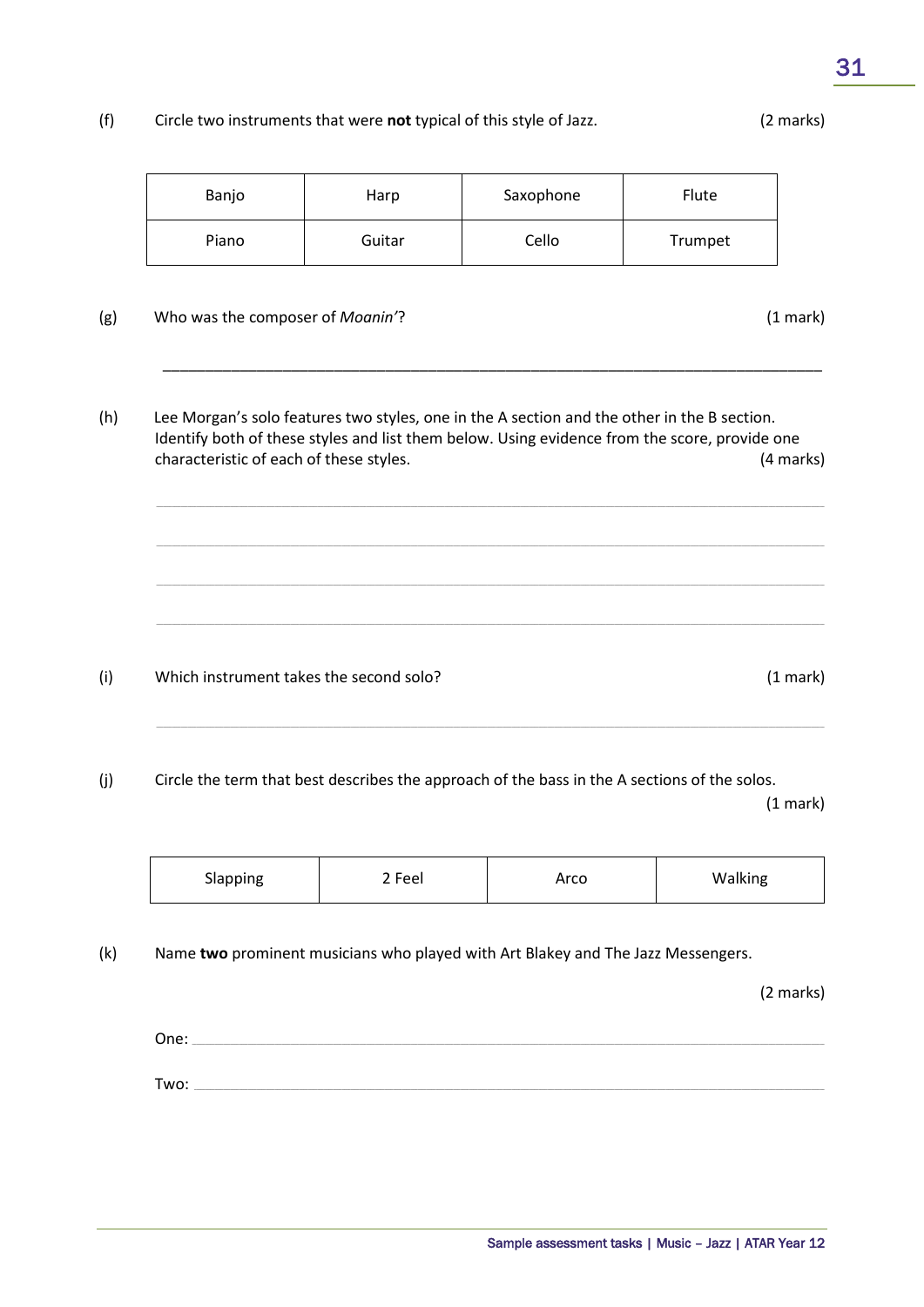(f) Circle two instruments that were **not** typical of this style of Jazz. (2 marks)

| Banjo | Harp | Saxophone | Flute |
|---|---|---|---|
| Piano | Guitar | Cello | Trumpet |

(g) Who was the composer of *Moanin'*? (1 mark)

___________________________________________________________________________

(h) Lee Morgan's solo features two styles, one in the A section and the other in the B section. Identify both of these styles and list them below. Using evidence from the score, provide one characteristic of each of these styles. (4 marks)

___________________________________________________________________________

___________________________________________________________________________

___________________________________________________________________________

___________________________________________________________________________

(i) Which instrument takes the second solo? (1 mark)

___________________________________________________________________________

(j) Circle the term that best describes the approach of the bass in the A sections of the solos. (1 mark)

| Slapping | 2 Feel | Arco | Walking |
|---|---|---|---|

(k) Name **two** prominent musicians who played with Art Blakey and The Jazz Messengers. (2 marks)

One: ______________________________________________________________________

Two: ______________________________________________________________________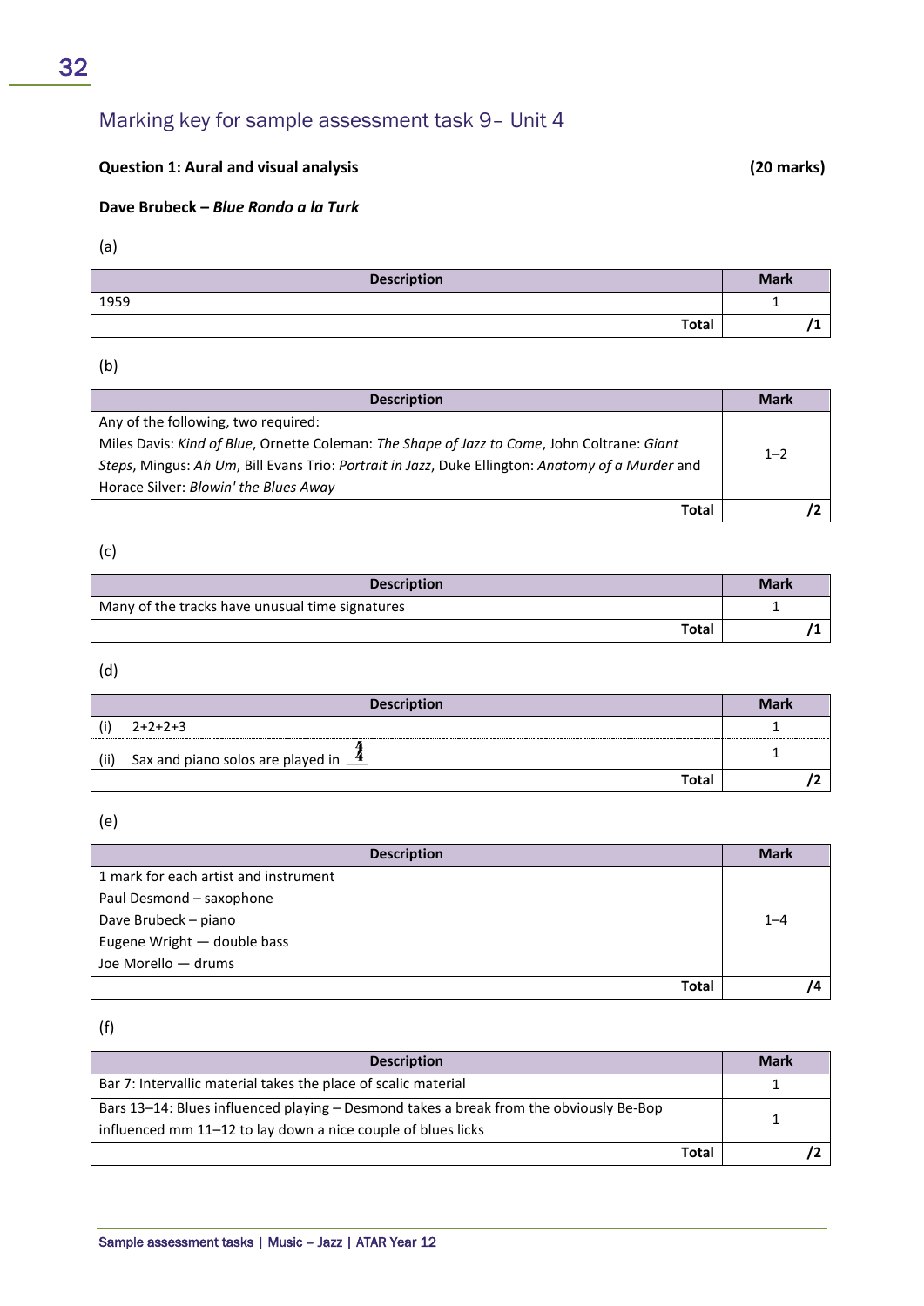## Marking key for sample assessment task 9– Unit 4

**Question 1: Aural and visual analysis** **(20 marks)**

**Dave Brubeck – *Blue Rondo a la Turk***

(a)

| Description | Mark |
|---|---|
| 1959 | 1 |
| **Total** | **/1** |

(b)

| Description | Mark |
|---|---|
| Any of the following, two required:<br>Miles Davis: *Kind of Blue*, Ornette Coleman: *The Shape of Jazz to Come*, John Coltrane: *Giant Steps*, Mingus: *Ah Um*, Bill Evans Trio: *Portrait in Jazz*, Duke Ellington: *Anatomy of a Murder* and Horace Silver: *Blowin' the Blues Away* | 1–2 |
| **Total** | **/2** |

(c)

| Description | Mark |
|---|---|
| Many of the tracks have unusual time signatures | 1 |
| **Total** | **/1** |

(d)

| Description | Mark |
|---|---|
| (i) 2+2+2+3 | 1 |
| (ii) Sax and piano solos are played in $\frac{4}{4}$ | 1 |
| **Total** | **/2** |

(e)

| Description | Mark |
|---|---|
| 1 mark for each artist and instrument<br>Paul Desmond – saxophone<br>Dave Brubeck – piano<br>Eugene Wright — double bass<br>Joe Morello — drums | 1–4 |
| **Total** | **/4** |

(f)

| Description | Mark |
|---|---|
| Bar 7: Intervallic material takes the place of scalic material | 1 |
| Bars 13–14: Blues influenced playing – Desmond takes a break from the obviously Be-Bop influenced mm 11–12 to lay down a nice couple of blues licks | 1 |
| **Total** | **/2** |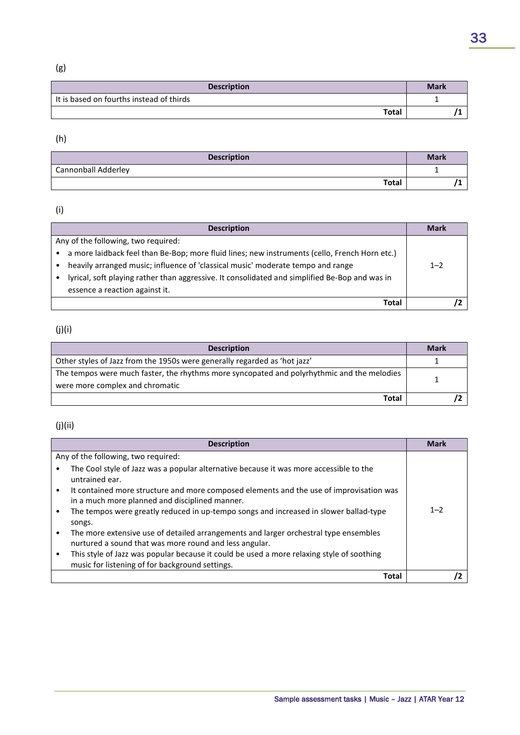(g)

| Description | Mark |
|---|---|
| It is based on fourths instead of thirds | 1 |
| **Total** | **/1** |

(h)

| Description | Mark |
|---|---|
| Cannonball Adderley | 1 |
| **Total** | **/1** |

(i)

| Description | Mark |
|---|---|
| Any of the following, two required:<br>• a more laidback feel than Be-Bop; more fluid lines; new instruments (cello, French Horn etc.)<br>• heavily arranged music; influence of 'classical music' moderate tempo and range<br>• lyrical, soft playing rather than aggressive. It consolidated and simplified Be-Bop and was in essence a reaction against it. | 1–2 |
| **Total** | **/2** |

(j)(i)

| Description | Mark |
|---|---|
| Other styles of Jazz from the 1950s were generally regarded as 'hot jazz' | 1 |
| The tempos were much faster, the rhythms more syncopated and polyrhythmic and the melodies were more complex and chromatic | 1 |
| **Total** | **/2** |

(j)(ii)

| Description | Mark |
|---|---|
| Any of the following, two required:<br>• The Cool style of Jazz was a popular alternative because it was more accessible to the untrained ear.<br>• It contained more structure and more composed elements and the use of improvisation was in a much more planned and disciplined manner.<br>• The tempos were greatly reduced in up-tempo songs and increased in slower ballad-type songs.<br>• The more extensive use of detailed arrangements and larger orchestral type ensembles nurtured a sound that was more round and less angular.<br>• This style of Jazz was popular because it could be used a more relaxing style of soothing music for listening of for background settings. | 1–2 |
| **Total** | **/2** |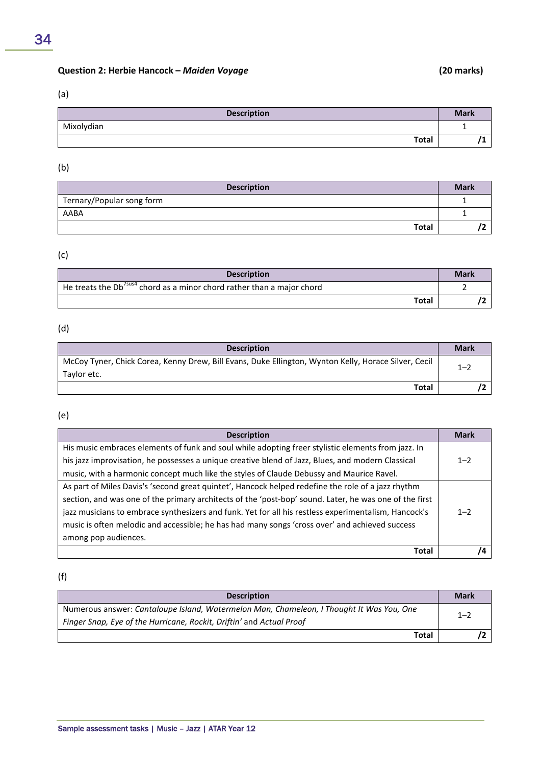**Question 2: Herbie Hancock – *Maiden Voyage*** **(20 marks)**

(a)

| Description | Mark |
|---|---|
| Mixolydian | 1 |
| **Total** | **/1** |

(b)

| Description | Mark |
|---|---|
| Ternary/Popular song form | 1 |
| AABA | 1 |
| **Total** | **/2** |

(c)

| Description | Mark |
|---|---|
| He treats the Db$^{7sus4}$ chord as a minor chord rather than a major chord | 2 |
| **Total** | **/2** |

(d)

| Description | Mark |
|---|---|
| McCoy Tyner, Chick Corea, Kenny Drew, Bill Evans, Duke Ellington, Wynton Kelly, Horace Silver, Cecil Taylor etc. | 1–2 |
| **Total** | **/2** |

(e)

| Description | Mark |
|---|---|
| His music embraces elements of funk and soul while adopting freer stylistic elements from jazz. In his jazz improvisation, he possesses a unique creative blend of Jazz, Blues, and modern Classical music, with a harmonic concept much like the styles of Claude Debussy and Maurice Ravel. | 1–2 |
| As part of Miles Davis's 'second great quintet', Hancock helped redefine the role of a jazz rhythm section, and was one of the primary architects of the 'post-bop' sound. Later, he was one of the first jazz musicians to embrace synthesizers and funk. Yet for all his restless experimentalism, Hancock's music is often melodic and accessible; he has had many songs 'cross over' and achieved success among pop audiences. | 1–2 |
| **Total** | **/4** |

(f)

| Description | Mark |
|---|---|
| Numerous answer: *Cantaloupe Island, Watermelon Man, Chameleon, I Thought It Was You, One Finger Snap, Eye of the Hurricane, Rockit, Driftin'* and *Actual Proof* | 1–2 |
| **Total** | **/2** |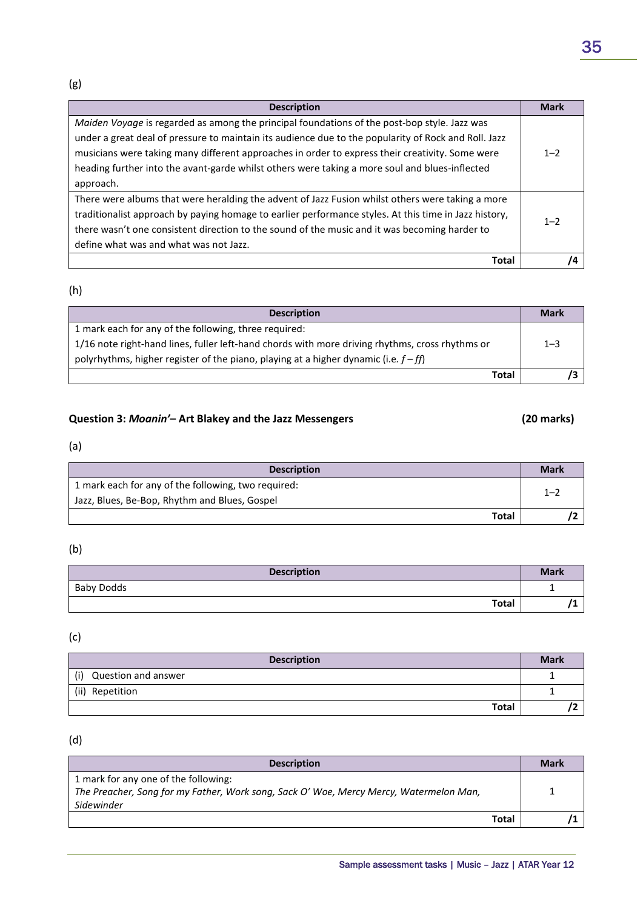(g)

| Description | Mark |
|---|---|
| *Maiden Voyage* is regarded as among the principal foundations of the post-bop style. Jazz was under a great deal of pressure to maintain its audience due to the popularity of Rock and Roll. Jazz musicians were taking many different approaches in order to express their creativity. Some were heading further into the avant-garde whilst others were taking a more soul and blues-inflected approach. | 1–2 |
| There were albums that were heralding the advent of Jazz Fusion whilst others were taking a more traditionalist approach by paying homage to earlier performance styles. At this time in Jazz history, there wasn't one consistent direction to the sound of the music and it was becoming harder to define what was and what was not Jazz. | 1–2 |
| **Total** | **/4** |

(h)

| Description | Mark |
|---|---|
| 1 mark each for any of the following, three required:<br>1/16 note right-hand lines, fuller left-hand chords with more driving rhythms, cross rhythms or polyrhythms, higher register of the piano, playing at a higher dynamic (i.e. *f* – *ff*) | 1–3 |
| **Total** | **/3** |

### Question 3: *Moanin'*– Art Blakey and the Jazz Messengers (20 marks)

(a)

| Description | Mark |
|---|---|
| 1 mark each for any of the following, two required:<br>Jazz, Blues, Be-Bop, Rhythm and Blues, Gospel | 1–2 |
| **Total** | **/2** |

(b)

| Description | Mark |
|---|---|
| Baby Dodds | 1 |
| **Total** | **/1** |

(c)

| Description | Mark |
|---|---|
| (i) Question and answer | 1 |
| (ii) Repetition | 1 |
| **Total** | **/2** |

(d)

| Description | Mark |
|---|---|
| 1 mark for any one of the following:<br>*The Preacher, Song for my Father, Work song, Sack O' Woe, Mercy Mercy, Watermelon Man, Sidewinder* | 1 |
| **Total** | **/1** |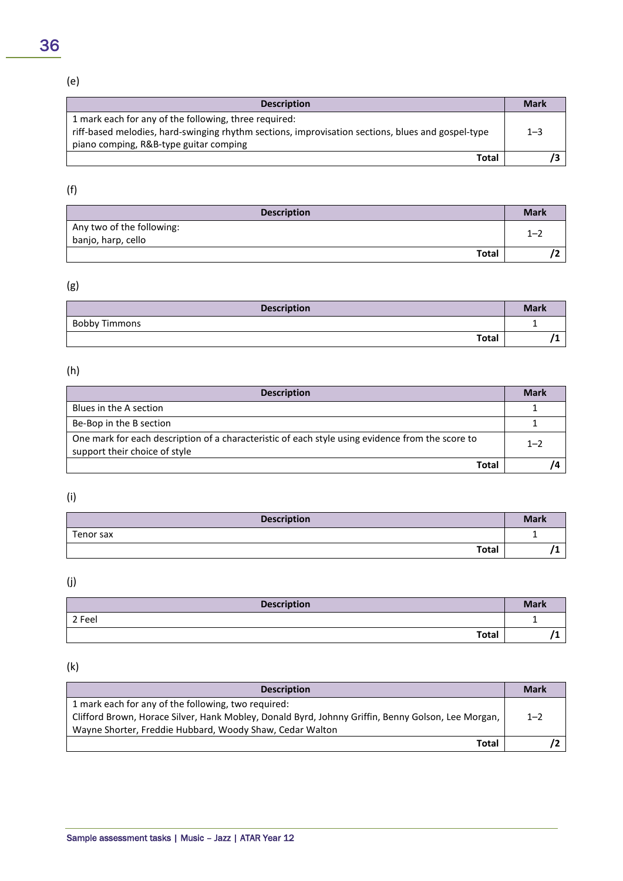(e)

| Description | Mark |
|---|---|
| 1 mark each for any of the following, three required:<br>riff-based melodies, hard-swinging rhythm sections, improvisation sections, blues and gospel-type piano comping, R&B-type guitar comping | 1–3 |
| **Total** | **/3** |

(f)

| Description | Mark |
|---|---|
| Any two of the following:<br>banjo, harp, cello | 1–2 |
| **Total** | **/2** |

(g)

| Description | Mark |
|---|---|
| Bobby Timmons | 1 |
| **Total** | **/1** |

(h)

| Description | Mark |
|---|---|
| Blues in the A section | 1 |
| Be-Bop in the B section | 1 |
| One mark for each description of a characteristic of each style using evidence from the score to support their choice of style | 1–2 |
| **Total** | **/4** |

(i)

| Description | Mark |
|---|---|
| Tenor sax | 1 |
| **Total** | **/1** |

(j)

| Description | Mark |
|---|---|
| 2 Feel | 1 |
| **Total** | **/1** |

(k)

| Description | Mark |
|---|---|
| 1 mark each for any of the following, two required:<br>Clifford Brown, Horace Silver, Hank Mobley, Donald Byrd, Johnny Griffin, Benny Golson, Lee Morgan, Wayne Shorter, Freddie Hubbard, Woody Shaw, Cedar Walton | 1–2 |
| **Total** | **/2** |